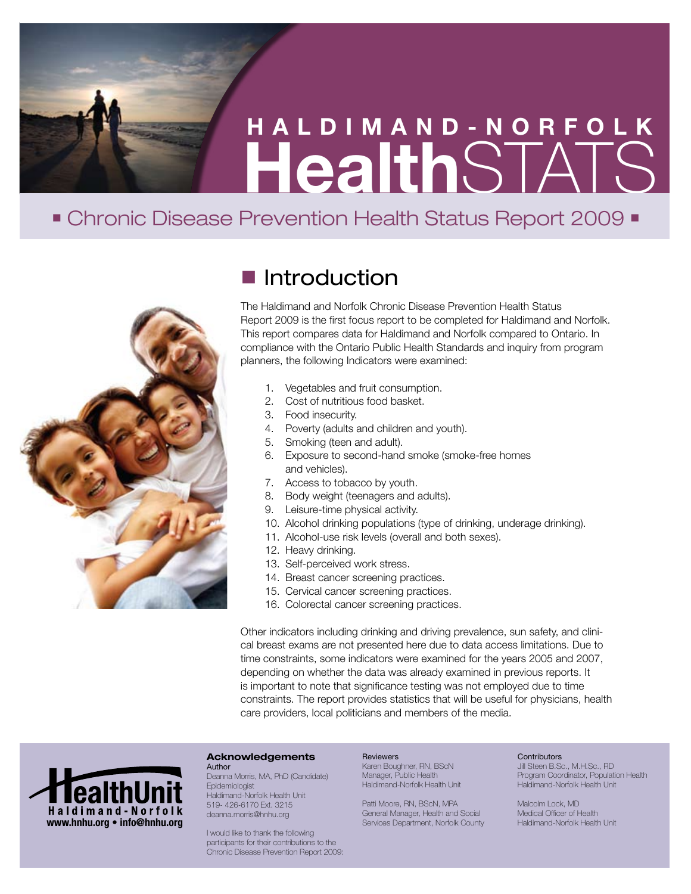# HALDIMAND-NORFOLK HealthSTATS

## Chronic Disease Prevention Health Status Report 2009

## Introduction

The Haldimand and Norfolk Chronic Disease Prevention Health Status Report 2009 is the first focus report to be completed for Haldimand and Norfolk. This report compares data for Haldimand and Norfolk compared to Ontario. In compliance with the Ontario Public Health Standards and inquiry from program planners, the following Indicators were examined:

1. Vegetables and fruit consumption.
2. Cost of nutritious food basket.
3. Food insecurity.
4. Poverty (adults and children and youth).
5. Smoking (teen and adult).
6. Exposure to second-hand smoke (smoke-free homes and vehicles).
7. Access to tobacco by youth.
8. Body weight (teenagers and adults).
9. Leisure-time physical activity.
10. Alcohol drinking populations (type of drinking, underage drinking).
11. Alcohol-use risk levels (overall and both sexes).
12. Heavy drinking.
13. Self-perceived work stress.
14. Breast cancer screening practices.
15. Cervical cancer screening practices.
16. Colorectal cancer screening practices.

Other indicators including drinking and driving prevalence, sun safety, and clinical breast exams are not presented here due to data access limitations. Due to time constraints, some indicators were examined for the years 2005 and 2007, depending on whether the data was already examined in previous reports. It is important to note that significance testing was not employed due to time constraints. The report provides statistics that will be useful for physicians, health care providers, local politicians and members of the media.

HealthUnit Haldimand-Norfolk
www.hnhu.org • info@hnhu.org

**Acknowledgements**

Author
Deanna Morris, MA, PhD (Candidate)
Epidemiologist
Haldimand-Norfolk Health Unit
519- 426-6170 Ext. 3215
deanna.morris@hnhu.org

I would like to thank the following participants for their contributions to the Chronic Disease Prevention Report 2009:

Reviewers
Karen Boughner, RN, BScN
Manager, Public Health
Haldimand-Norfolk Health Unit

Patti Moore, RN, BScN, MPA
General Manager, Health and Social Services Department, Norfolk County

Contributors
Jill Steen B.Sc., M.H.Sc., RD
Program Coordinator, Population Health
Haldimand-Norfolk Health Unit

Malcolm Lock, MD
Medical Officer of Health
Haldimand-Norfolk Health Unit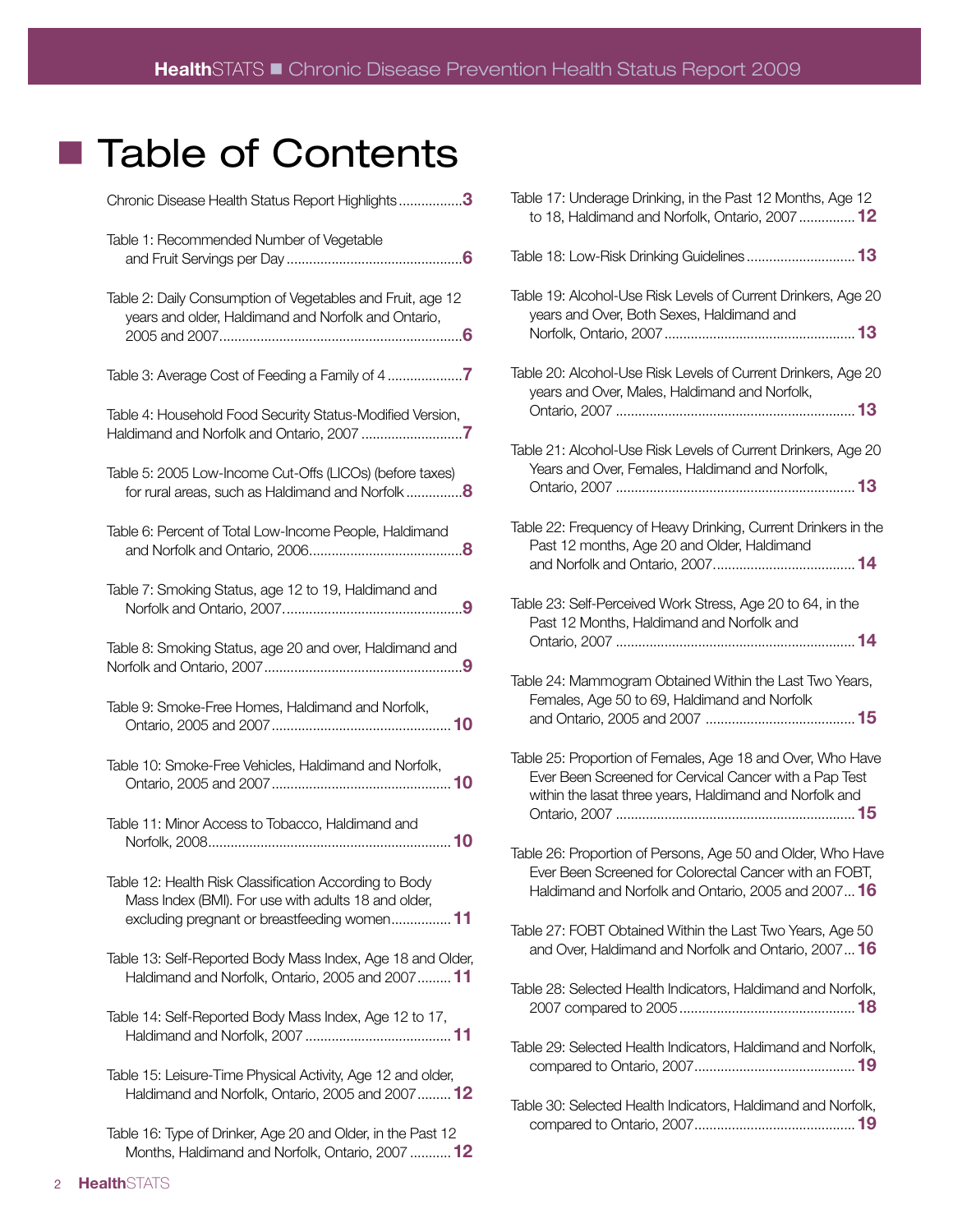# Table of Contents

Chronic Disease Health Status Report Highlights .................**3**

Table 1: Recommended Number of Vegetable and Fruit Servings per Day ..............................................**6**

Table 2: Daily Consumption of Vegetables and Fruit, age 12 years and older, Haldimand and Norfolk and Ontario, 2005 and 2007.................................................................**6**

Table 3: Average Cost of Feeding a Family of 4 ....................**7**

Table 4: Household Food Security Status-Modified Version, Haldimand and Norfolk and Ontario, 2007 ...........................**7**

Table 5: 2005 Low-Income Cut-Offs (LICOs) (before taxes) for rural areas, such as Haldimand and Norfolk ...............**8**

Table 6: Percent of Total Low-Income People, Haldimand and Norfolk and Ontario, 2006.........................................**8**

Table 7: Smoking Status, age 12 to 19, Haldimand and Norfolk and Ontario, 2007................................................**9**

Table 8: Smoking Status, age 20 and over, Haldimand and Norfolk and Ontario, 2007.....................................................**9**

Table 9: Smoke-Free Homes, Haldimand and Norfolk, Ontario, 2005 and 2007................................................ **10**

Table 10: Smoke-Free Vehicles, Haldimand and Norfolk, Ontario, 2005 and 2007................................................ **10**

Table 11: Minor Access to Tobacco, Haldimand and Norfolk, 2008................................................................. **10**

Table 12: Health Risk Classification According to Body Mass Index (BMI). For use with adults 18 and older, excluding pregnant or breastfeeding women................ **11**

Table 13: Self-Reported Body Mass Index, Age 18 and Older, Haldimand and Norfolk, Ontario, 2005 and 2007......... **11**

Table 14: Self-Reported Body Mass Index, Age 12 to 17, Haldimand and Norfolk, 2007 ....................................... **11**

Table 15: Leisure-Time Physical Activity, Age 12 and older, Haldimand and Norfolk, Ontario, 2005 and 2007......... **12**

Table 16: Type of Drinker, Age 20 and Older, in the Past 12 Months, Haldimand and Norfolk, Ontario, 2007 ........... **12**

Table 17: Underage Drinking, in the Past 12 Months, Age 12 to 18, Haldimand and Norfolk, Ontario, 2007 ............... **12**

Table 18: Low-Risk Drinking Guidelines ............................. **13**

Table 19: Alcohol-Use Risk Levels of Current Drinkers, Age 20 years and Over, Both Sexes, Haldimand and Norfolk, Ontario, 2007 ................................................... **13**

Table 20: Alcohol-Use Risk Levels of Current Drinkers, Age 20 years and Over, Males, Haldimand and Norfolk, Ontario, 2007 ................................................................ **13**

Table 21: Alcohol-Use Risk Levels of Current Drinkers, Age 20 Years and Over, Females, Haldimand and Norfolk, Ontario, 2007 ................................................................ **13**

Table 22: Frequency of Heavy Drinking, Current Drinkers in the Past 12 months, Age 20 and Older, Haldimand and Norfolk and Ontario, 2007...................................... **14**

Table 23: Self-Perceived Work Stress, Age 20 to 64, in the Past 12 Months, Haldimand and Norfolk and Ontario, 2007 ................................................................ **14**

Table 24: Mammogram Obtained Within the Last Two Years, Females, Age 50 to 69, Haldimand and Norfolk and Ontario, 2005 and 2007 ........................................ **15**

Table 25: Proportion of Females, Age 18 and Over, Who Have Ever Been Screened for Cervical Cancer with a Pap Test within the lasat three years, Haldimand and Norfolk and Ontario, 2007 ................................................................ **15**

Table 26: Proportion of Persons, Age 50 and Older, Who Have Ever Been Screened for Colorectal Cancer with an FOBT, Haldimand and Norfolk and Ontario, 2005 and 2007... **16**

Table 27: FOBT Obtained Within the Last Two Years, Age 50 and Over, Haldimand and Norfolk and Ontario, 2007... **16**

Table 28: Selected Health Indicators, Haldimand and Norfolk, 2007 compared to 2005 .............................................. **18**

Table 29: Selected Health Indicators, Haldimand and Norfolk, compared to Ontario, 2007........................................... **19**

Table 30: Selected Health Indicators, Haldimand and Norfolk, compared to Ontario, 2007........................................... **19**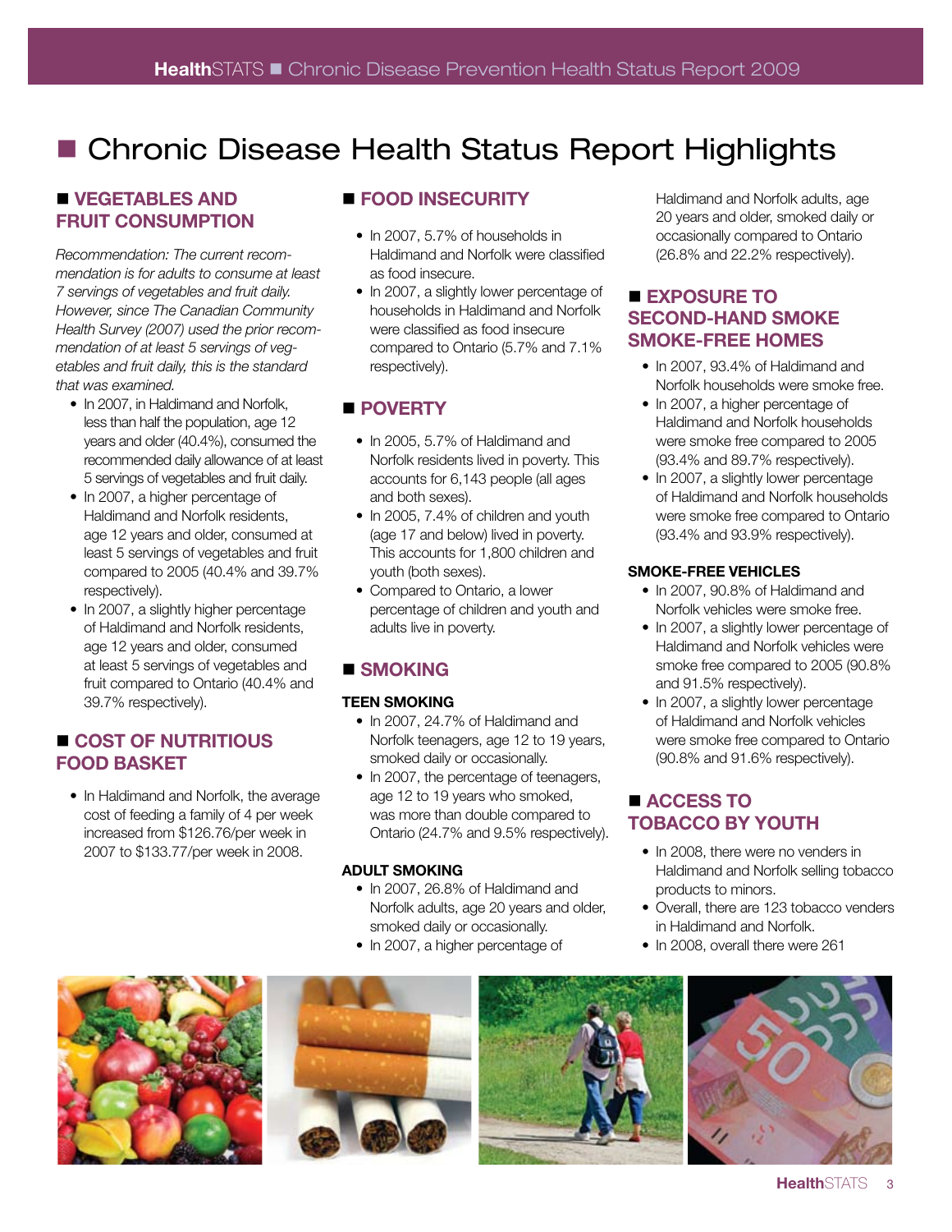# Chronic Disease Health Status Report Highlights

## VEGETABLES AND FRUIT CONSUMPTION

*Recommendation: The current recommendation is for adults to consume at least 7 servings of vegetables and fruit daily. However, since The Canadian Community Health Survey (2007) used the prior recommendation of at least 5 servings of vegetables and fruit daily, this is the standard that was examined.*

- In 2007, in Haldimand and Norfolk, less than half the population, age 12 years and older (40.4%), consumed the recommended daily allowance of at least 5 servings of vegetables and fruit daily.
- In 2007, a higher percentage of Haldimand and Norfolk residents, age 12 years and older, consumed at least 5 servings of vegetables and fruit compared to 2005 (40.4% and 39.7% respectively).
- In 2007, a slightly higher percentage of Haldimand and Norfolk residents, age 12 years and older, consumed at least 5 servings of vegetables and fruit compared to Ontario (40.4% and 39.7% respectively).

## COST OF NUTRITIOUS FOOD BASKET

- In Haldimand and Norfolk, the average cost of feeding a family of 4 per week increased from $126.76/per week in 2007 to $133.77/per week in 2008.

## FOOD INSECURITY

- In 2007, 5.7% of households in Haldimand and Norfolk were classified as food insecure.
- In 2007, a slightly lower percentage of households in Haldimand and Norfolk were classified as food insecure compared to Ontario (5.7% and 7.1% respectively).

## POVERTY

- In 2005, 5.7% of Haldimand and Norfolk residents lived in poverty. This accounts for 6,143 people (all ages and both sexes).
- In 2005, 7.4% of children and youth (age 17 and below) lived in poverty. This accounts for 1,800 children and youth (both sexes).
- Compared to Ontario, a lower percentage of children and youth and adults live in poverty.

## SMOKING

### TEEN SMOKING

- In 2007, 24.7% of Haldimand and Norfolk teenagers, age 12 to 19 years, smoked daily or occasionally.
- In 2007, the percentage of teenagers, age 12 to 19 years who smoked, was more than double compared to Ontario (24.7% and 9.5% respectively).

### ADULT SMOKING

- In 2007, 26.8% of Haldimand and Norfolk adults, age 20 years and older, smoked daily or occasionally.
- In 2007, a higher percentage of Haldimand and Norfolk adults, age 20 years and older, smoked daily or occasionally compared to Ontario (26.8% and 22.2% respectively).

## EXPOSURE TO SECOND-HAND SMOKE SMOKE-FREE HOMES

- In 2007, 93.4% of Haldimand and Norfolk households were smoke free.
- In 2007, a higher percentage of Haldimand and Norfolk households were smoke free compared to 2005 (93.4% and 89.7% respectively).
- In 2007, a slightly lower percentage of Haldimand and Norfolk households were smoke free compared to Ontario (93.4% and 93.9% respectively).

### SMOKE-FREE VEHICLES

- In 2007, 90.8% of Haldimand and Norfolk vehicles were smoke free.
- In 2007, a slightly lower percentage of Haldimand and Norfolk vehicles were smoke free compared to 2005 (90.8% and 91.5% respectively).
- In 2007, a slightly lower percentage of Haldimand and Norfolk vehicles were smoke free compared to Ontario (90.8% and 91.6% respectively).

## ACCESS TO TOBACCO BY YOUTH

- In 2008, there were no venders in Haldimand and Norfolk selling tobacco products to minors.
- Overall, there are 123 tobacco venders in Haldimand and Norfolk.
- In 2008, overall there were 261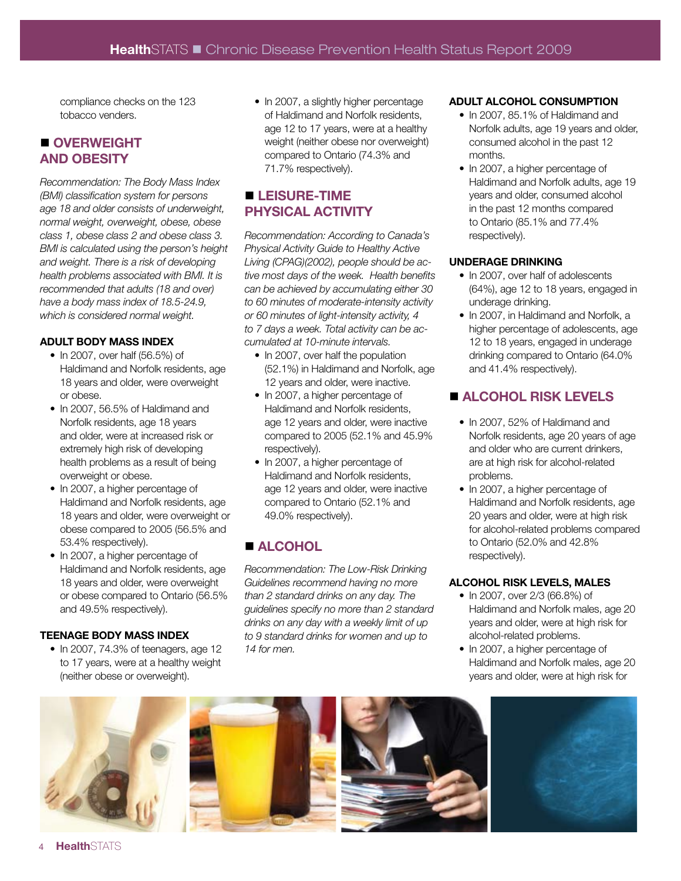compliance checks on the 123 tobacco venders.

## OVERWEIGHT AND OBESITY

*Recommendation: The Body Mass Index (BMI) classification system for persons age 18 and older consists of underweight, normal weight, overweight, obese, obese class 1, obese class 2 and obese class 3. BMI is calculated using the person's height and weight. There is a risk of developing health problems associated with BMI. It is recommended that adults (18 and over) have a body mass index of 18.5-24.9, which is considered normal weight.*

### ADULT BODY MASS INDEX

- In 2007, over half (56.5%) of Haldimand and Norfolk residents, age 18 years and older, were overweight or obese.
- In 2007, 56.5% of Haldimand and Norfolk residents, age 18 years and older, were at increased risk or extremely high risk of developing health problems as a result of being overweight or obese.
- In 2007, a higher percentage of Haldimand and Norfolk residents, age 18 years and older, were overweight or obese compared to 2005 (56.5% and 53.4% respectively).
- In 2007, a higher percentage of Haldimand and Norfolk residents, age 18 years and older, were overweight or obese compared to Ontario (56.5% and 49.5% respectively).

### TEENAGE BODY MASS INDEX

- In 2007, 74.3% of teenagers, age 12 to 17 years, were at a healthy weight (neither obese or overweight).
- In 2007, a slightly higher percentage of Haldimand and Norfolk residents, age 12 to 17 years, were at a healthy weight (neither obese nor overweight) compared to Ontario (74.3% and 71.7% respectively).

## LEISURE-TIME PHYSICAL ACTIVITY

*Recommendation: According to Canada's Physical Activity Guide to Healthy Active Living (CPAG)(2002), people should be active most days of the week. Health benefits can be achieved by accumulating either 30 to 60 minutes of moderate-intensity activity or 60 minutes of light-intensity activity, 4 to 7 days a week. Total activity can be accumulated at 10-minute intervals.*

- In 2007, over half the population (52.1%) in Haldimand and Norfolk, age 12 years and older, were inactive.
- In 2007, a higher percentage of Haldimand and Norfolk residents, age 12 years and older, were inactive compared to 2005 (52.1% and 45.9% respectively).
- In 2007, a higher percentage of Haldimand and Norfolk residents, age 12 years and older, were inactive compared to Ontario (52.1% and 49.0% respectively).

## ALCOHOL

*Recommendation: The Low-Risk Drinking Guidelines recommend having no more than 2 standard drinks on any day. The guidelines specify no more than 2 standard drinks on any day with a weekly limit of up to 9 standard drinks for women and up to 14 for men.*

### ADULT ALCOHOL CONSUMPTION

- In 2007, 85.1% of Haldimand and Norfolk adults, age 19 years and older, consumed alcohol in the past 12 months.
- In 2007, a higher percentage of Haldimand and Norfolk adults, age 19 years and older, consumed alcohol in the past 12 months compared to Ontario (85.1% and 77.4% respectively).

### UNDERAGE DRINKING

- In 2007, over half of adolescents (64%), age 12 to 18 years, engaged in underage drinking.
- In 2007, in Haldimand and Norfolk, a higher percentage of adolescents, age 12 to 18 years, engaged in underage drinking compared to Ontario (64.0% and 41.4% respectively).

## ALCOHOL RISK LEVELS

- In 2007, 52% of Haldimand and Norfolk residents, age 20 years of age and older who are current drinkers, are at high risk for alcohol-related problems.
- In 2007, a higher percentage of Haldimand and Norfolk residents, age 20 years and older, were at high risk for alcohol-related problems compared to Ontario (52.0% and 42.8% respectively).

### ALCOHOL RISK LEVELS, MALES

- In 2007, over 2/3 (66.8%) of Haldimand and Norfolk males, age 20 years and older, were at high risk for alcohol-related problems.
- In 2007, a higher percentage of Haldimand and Norfolk males, age 20 years and older, were at high risk for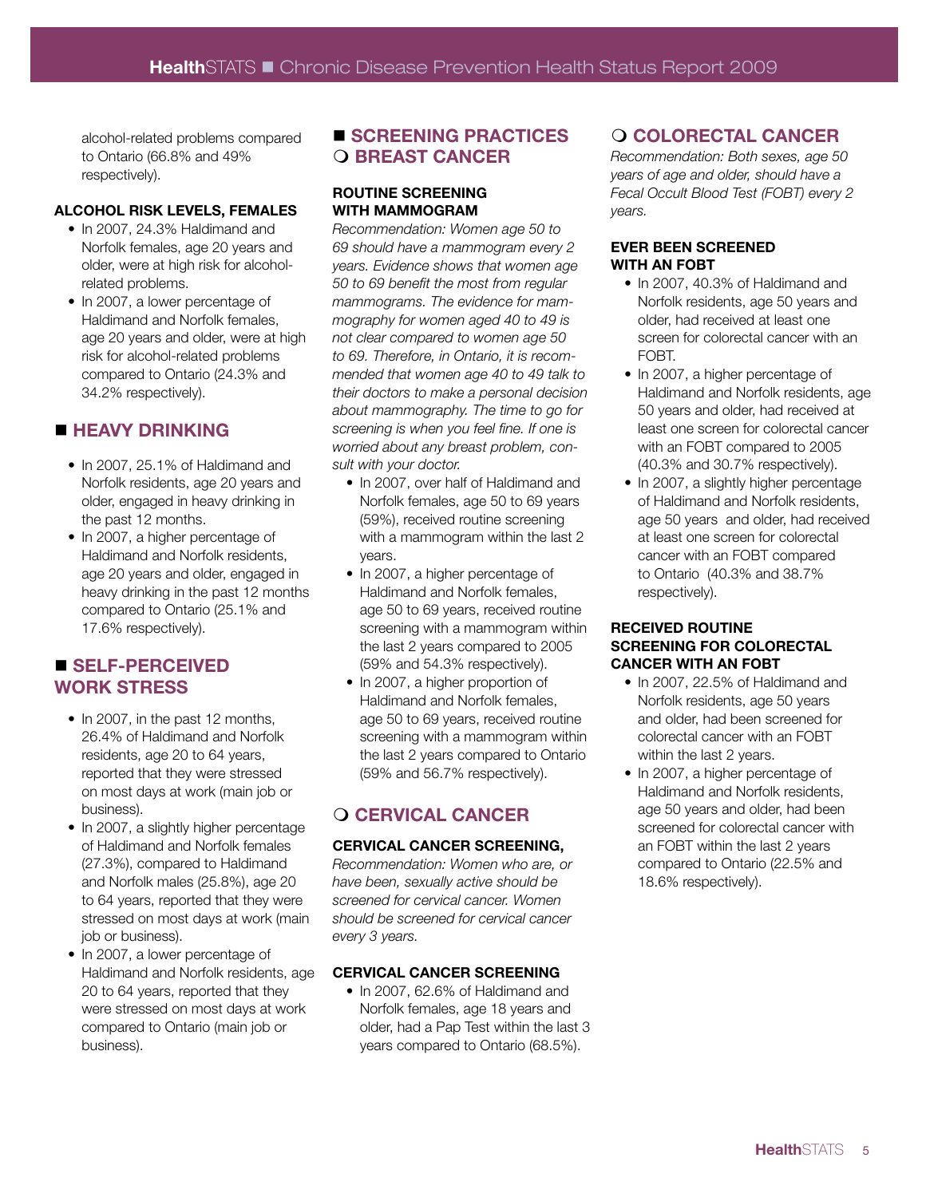alcohol-related problems compared to Ontario (66.8% and 49% respectively).

#### ALCOHOL RISK LEVELS, FEMALES

- In 2007, 24.3% Haldimand and Norfolk females, age 20 years and older, were at high risk for alcohol-related problems.
- In 2007, a lower percentage of Haldimand and Norfolk females, age 20 years and older, were at high risk for alcohol-related problems compared to Ontario (24.3% and 34.2% respectively).

## ■ HEAVY DRINKING

- In 2007, 25.1% of Haldimand and Norfolk residents, age 20 years and older, engaged in heavy drinking in the past 12 months.
- In 2007, a higher percentage of Haldimand and Norfolk residents, age 20 years and older, engaged in heavy drinking in the past 12 months compared to Ontario (25.1% and 17.6% respectively).

## ■ SELF-PERCEIVED WORK STRESS

- In 2007, in the past 12 months, 26.4% of Haldimand and Norfolk residents, age 20 to 64 years, reported that they were stressed on most days at work (main job or business).
- In 2007, a slightly higher percentage of Haldimand and Norfolk females (27.3%), compared to Haldimand and Norfolk males (25.8%), age 20 to 64 years, reported that they were stressed on most days at work (main job or business).
- In 2007, a lower percentage of Haldimand and Norfolk residents, age 20 to 64 years, reported that they were stressed on most days at work compared to Ontario (main job or business).

## ■ SCREENING PRACTICES

### ❍ BREAST CANCER

#### ROUTINE SCREENING WITH MAMMOGRAM

*Recommendation: Women age 50 to 69 should have a mammogram every 2 years. Evidence shows that women age 50 to 69 benefit the most from regular mammograms. The evidence for mammography for women aged 40 to 49 is not clear compared to women age 50 to 69. Therefore, in Ontario, it is recommended that women age 40 to 49 talk to their doctors to make a personal decision about mammography. The time to go for screening is when you feel fine. If one is worried about any breast problem, consult with your doctor.*

- In 2007, over half of Haldimand and Norfolk females, age 50 to 69 years (59%), received routine screening with a mammogram within the last 2 years.
- In 2007, a higher percentage of Haldimand and Norfolk females, age 50 to 69 years, received routine screening with a mammogram within the last 2 years compared to 2005 (59% and 54.3% respectively).
- In 2007, a higher proportion of Haldimand and Norfolk females, age 50 to 69 years, received routine screening with a mammogram within the last 2 years compared to Ontario (59% and 56.7% respectively).

### ❍ CERVICAL CANCER

#### CERVICAL CANCER SCREENING,

*Recommendation: Women who are, or have been, sexually active should be screened for cervical cancer. Women should be screened for cervical cancer every 3 years.*

#### CERVICAL CANCER SCREENING

- In 2007, 62.6% of Haldimand and Norfolk females, age 18 years and older, had a Pap Test within the last 3 years compared to Ontario (68.5%).

### ❍ COLORECTAL CANCER

*Recommendation: Both sexes, age 50 years of age and older, should have a Fecal Occult Blood Test (FOBT) every 2 years.*

#### EVER BEEN SCREENED WITH AN FOBT

- In 2007, 40.3% of Haldimand and Norfolk residents, age 50 years and older, had received at least one screen for colorectal cancer with an FOBT.
- In 2007, a higher percentage of Haldimand and Norfolk residents, age 50 years and older, had received at least one screen for colorectal cancer with an FOBT compared to 2005 (40.3% and 30.7% respectively).
- In 2007, a slightly higher percentage of Haldimand and Norfolk residents, age 50 years and older, had received at least one screen for colorectal cancer with an FOBT compared to Ontario (40.3% and 38.7% respectively).

#### RECEIVED ROUTINE SCREENING FOR COLORECTAL CANCER WITH AN FOBT

- In 2007, 22.5% of Haldimand and Norfolk residents, age 50 years and older, had been screened for colorectal cancer with an FOBT within the last 2 years.
- In 2007, a higher percentage of Haldimand and Norfolk residents, age 50 years and older, had been screened for colorectal cancer with an FOBT within the last 2 years compared to Ontario (22.5% and 18.6% respectively).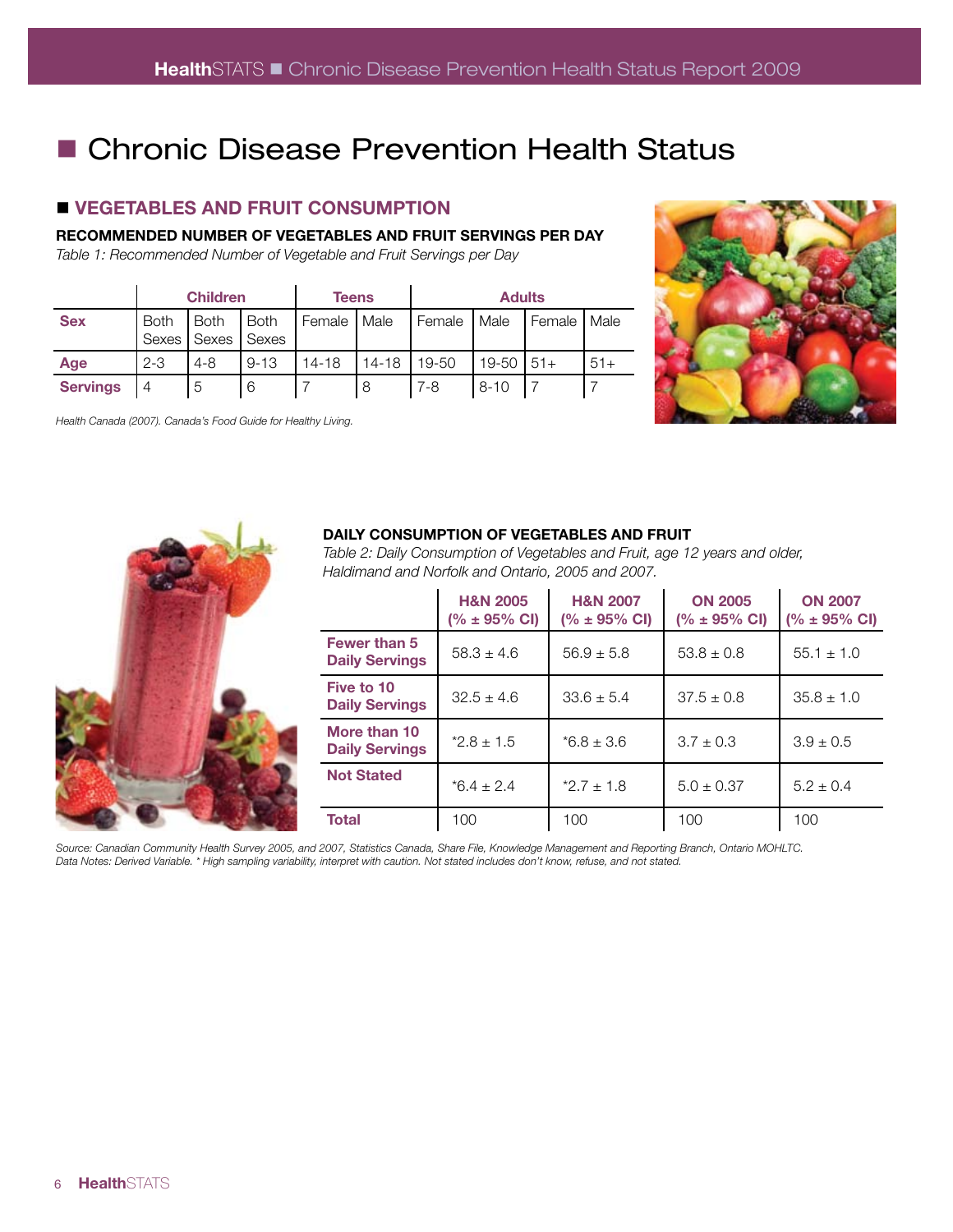# Chronic Disease Prevention Health Status

## VEGETABLES AND FRUIT CONSUMPTION

### RECOMMENDED NUMBER OF VEGETABLES AND FRUIT SERVINGS PER DAY

*Table 1: Recommended Number of Vegetable and Fruit Servings per Day*

| | Children | | | Teens | | Adults | | | |
|---|---|---|---|---|---|---|---|---|---|
| **Sex** | Both Sexes | Both Sexes | Both Sexes | Female | Male | Female | Male | Female | Male |
| **Age** | 2-3 | 4-8 | 9-13 | 14-18 | 14-18 | 19-50 | 19-50 | 51+ | 51+ |
| **Servings** | 4 | 5 | 6 | 7 | 8 | 7-8 | 8-10 | 7 | 7 |

*Health Canada (2007). Canada's Food Guide for Healthy Living.*

### DAILY CONSUMPTION OF VEGETABLES AND FRUIT

*Table 2: Daily Consumption of Vegetables and Fruit, age 12 years and older, Haldimand and Norfolk and Ontario, 2005 and 2007.*

| | H&N 2005 (% ± 95% CI) | H&N 2007 (% ± 95% CI) | ON 2005 (% ± 95% CI) | ON 2007 (% ± 95% CI) |
|---|---|---|---|---|
| **Fewer than 5 Daily Servings** | 58.3 ± 4.6 | 56.9 ± 5.8 | 53.8 ± 0.8 | 55.1 ± 1.0 |
| **Five to 10 Daily Servings** | 32.5 ± 4.6 | 33.6 ± 5.4 | 37.5 ± 0.8 | 35.8 ± 1.0 |
| **More than 10 Daily Servings** | *2.8 ± 1.5 | *6.8 ± 3.6 | 3.7 ± 0.3 | 3.9 ± 0.5 |
| **Not Stated** | *6.4 ± 2.4 | *2.7 ± 1.8 | 5.0 ± 0.37 | 5.2 ± 0.4 |
| **Total** | 100 | 100 | 100 | 100 |

*Source: Canadian Community Health Survey 2005, and 2007, Statistics Canada, Share File, Knowledge Management and Reporting Branch, Ontario MOHLTC.*
*Data Notes: Derived Variable. * High sampling variability, interpret with caution. Not stated includes don't know, refuse, and not stated.*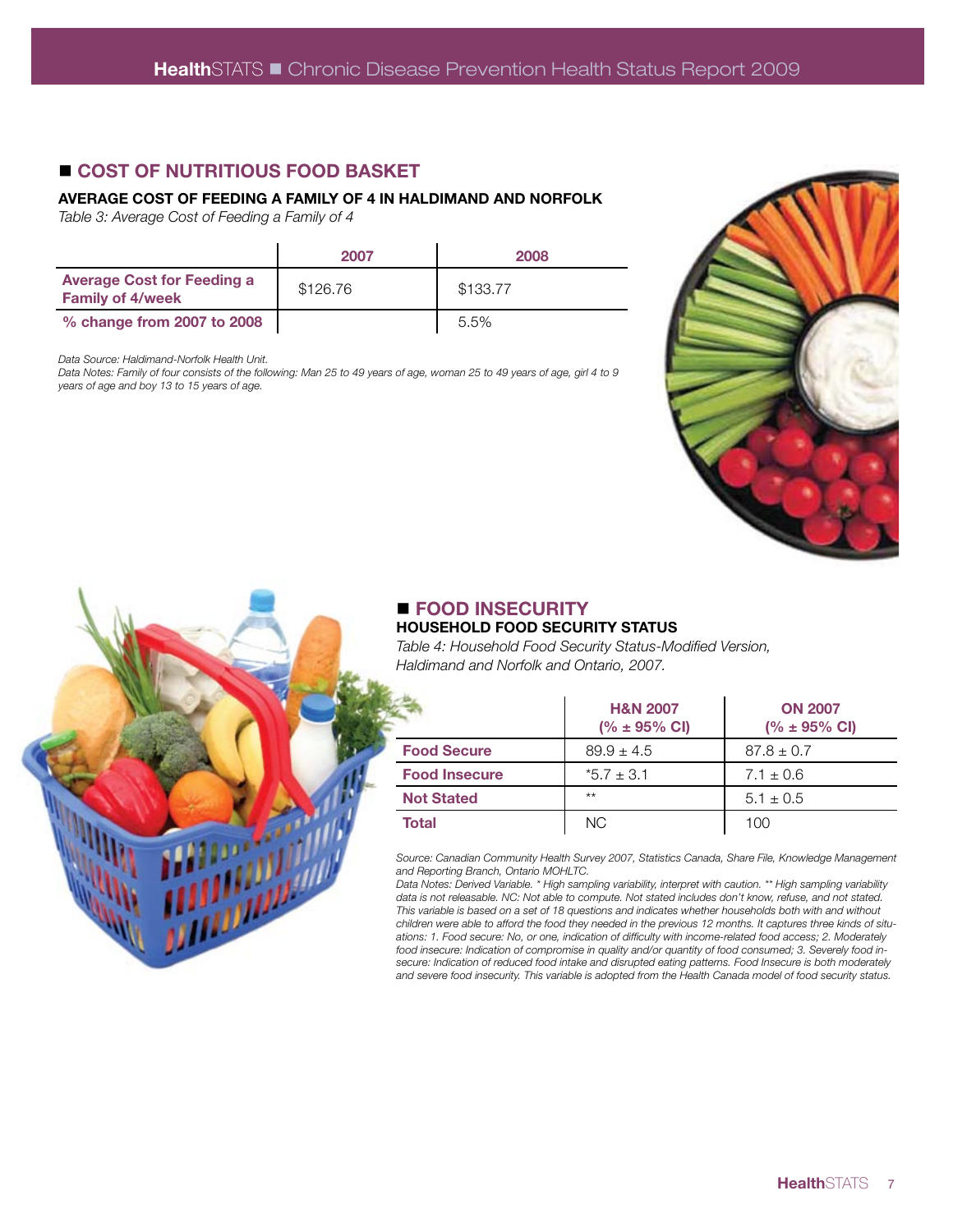## COST OF NUTRITIOUS FOOD BASKET

### AVERAGE COST OF FEEDING A FAMILY OF 4 IN HALDIMAND AND NORFOLK

*Table 3: Average Cost of Feeding a Family of 4*

| | 2007 | 2008 |
|---|---|---|
| **Average Cost for Feeding a Family of 4/week** | $126.76 | $133.77 |
| **% change from 2007 to 2008** | | 5.5% |

*Data Source: Haldimand-Norfolk Health Unit.*
*Data Notes: Family of four consists of the following: Man 25 to 49 years of age, woman 25 to 49 years of age, girl 4 to 9 years of age and boy 13 to 15 years of age.*

## FOOD INSECURITY

### HOUSEHOLD FOOD SECURITY STATUS

*Table 4: Household Food Security Status-Modified Version, Haldimand and Norfolk and Ontario, 2007.*

| | H&N 2007 (% ± 95% CI) | ON 2007 (% ± 95% CI) |
|---|---|---|
| **Food Secure** | 89.9 ± 4.5 | 87.8 ± 0.7 |
| **Food Insecure** | *5.7 ± 3.1 | 7.1 ± 0.6 |
| **Not Stated** | ** | 5.1 ± 0.5 |
| **Total** | NC | 100 |

*Source: Canadian Community Health Survey 2007, Statistics Canada, Share File, Knowledge Management and Reporting Branch, Ontario MOHLTC.*
*Data Notes: Derived Variable. * High sampling variability, interpret with caution. ** High sampling variability data is not releasable. NC: Not able to compute. Not stated includes don't know, refuse, and not stated. This variable is based on a set of 18 questions and indicates whether households both with and without children were able to afford the food they needed in the previous 12 months. It captures three kinds of situations: 1. Food secure: No, or one, indication of difficulty with income-related food access; 2. Moderately food insecure: Indication of compromise in quality and/or quantity of food consumed; 3. Severely food insecure: Indication of reduced food intake and disrupted eating patterns. Food Insecure is both moderately and severe food insecurity. This variable is adopted from the Health Canada model of food security status.*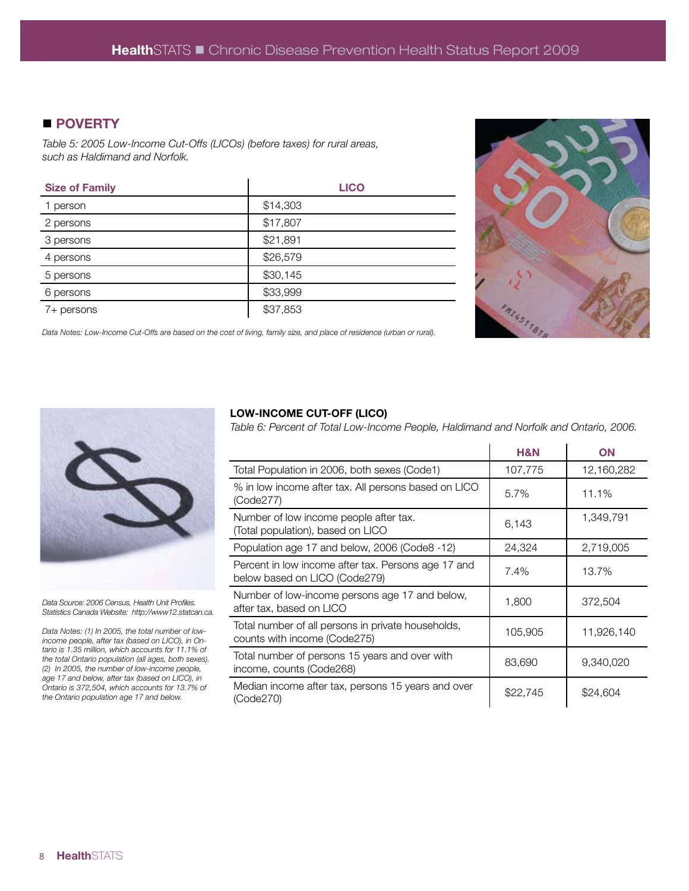## POVERTY

*Table 5: 2005 Low-Income Cut-Offs (LICOs) (before taxes) for rural areas, such as Haldimand and Norfolk.*

| Size of Family | LICO |
|---|---|
| 1 person | $14,303 |
| 2 persons | $17,807 |
| 3 persons | $21,891 |
| 4 persons | $26,579 |
| 5 persons | $30,145 |
| 6 persons | $33,999 |
| 7+ persons | $37,853 |

*Data Notes: Low-Income Cut-Offs are based on the cost of living, family size, and place of residence (urban or rural).*

### LOW-INCOME CUT-OFF (LICO)

*Table 6: Percent of Total Low-Income People, Haldimand and Norfolk and Ontario, 2006.*

| | H&N | ON |
|---|---|---|
| Total Population in 2006, both sexes (Code1) | 107,775 | 12,160,282 |
| % in low income after tax. All persons based on LICO (Code277) | 5.7% | 11.1% |
| Number of low income people after tax. (Total population), based on LICO | 6,143 | 1,349,791 |
| Population age 17 and below, 2006 (Code8 -12) | 24,324 | 2,719,005 |
| Percent in low income after tax. Persons age 17 and below based on LICO (Code279) | 7.4% | 13.7% |
| Number of low-income persons age 17 and below, after tax, based on LICO | 1,800 | 372,504 |
| Total number of all persons in private households, counts with income (Code275) | 105,905 | 11,926,140 |
| Total number of persons 15 years and over with income, counts (Code268) | 83,690 | 9,340,020 |
| Median income after tax, persons 15 years and over (Code270) | $22,745 | $24,604 |

*Data Source: 2006 Census, Health Unit Profiles. Statistics Canada Website: http://www12.statcan.ca.*

*Data Notes: (1) In 2005, the total number of low-income people, after tax (based on LICO), in Ontario is 1.35 million, which accounts for 11.1% of the total Ontario population (all ages, both sexes). (2) In 2005, the number of low-income people, age 17 and below, after tax (based on LICO), in Ontario is 372,504, which accounts for 13.7% of the Ontario population age 17 and below.*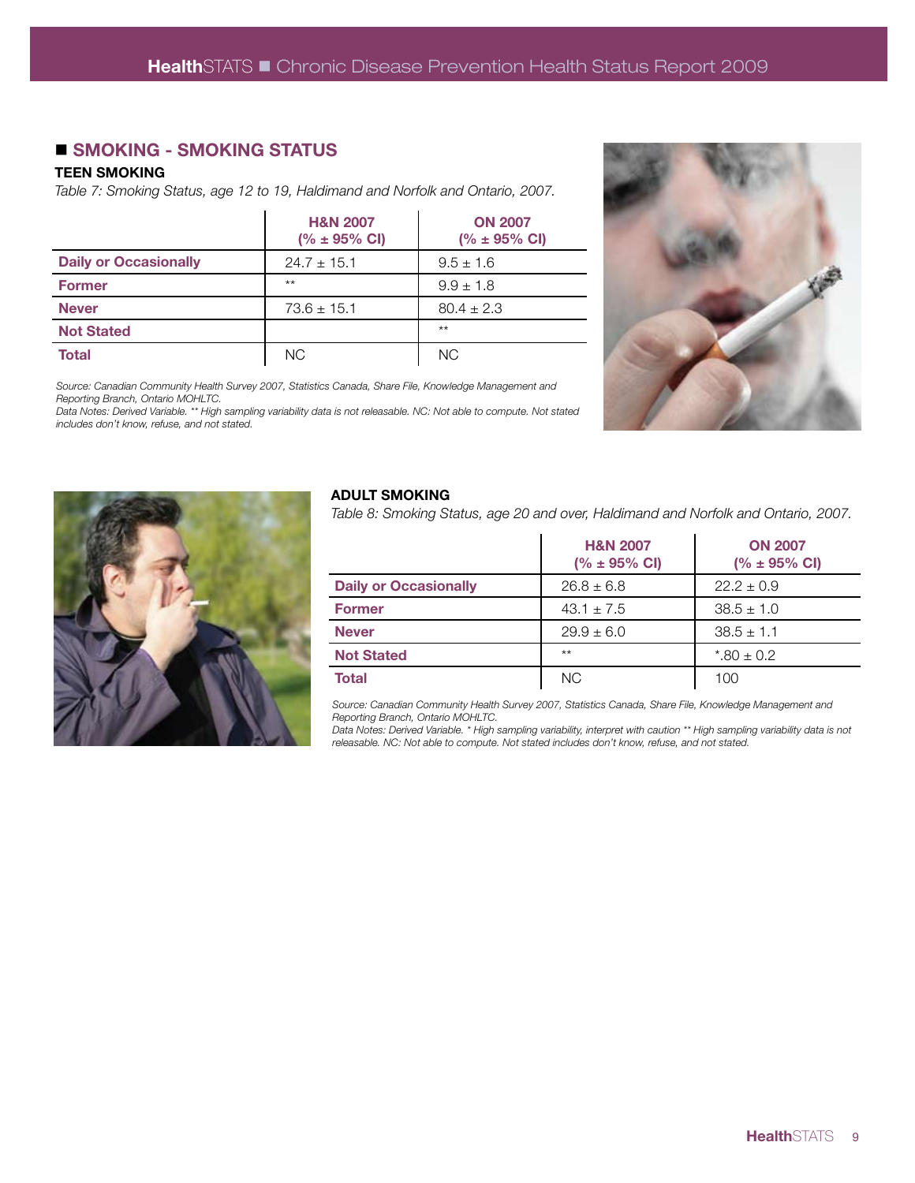## SMOKING - SMOKING STATUS

### TEEN SMOKING

*Table 7: Smoking Status, age 12 to 19, Haldimand and Norfolk and Ontario, 2007.*

| | H&N 2007 (% ± 95% CI) | ON 2007 (% ± 95% CI) |
|---|---|---|
| **Daily or Occasionally** | 24.7 ± 15.1 | 9.5 ± 1.6 |
| **Former** | ** | 9.9 ± 1.8 |
| **Never** | 73.6 ± 15.1 | 80.4 ± 2.3 |
| **Not Stated** | | ** |
| **Total** | NC | NC |

*Source: Canadian Community Health Survey 2007, Statistics Canada, Share File, Knowledge Management and Reporting Branch, Ontario MOHLTC.*
*Data Notes: Derived Variable. ** High sampling variability data is not releasable. NC: Not able to compute. Not stated includes don't know, refuse, and not stated.*

### ADULT SMOKING

*Table 8: Smoking Status, age 20 and over, Haldimand and Norfolk and Ontario, 2007.*

| | H&N 2007 (% ± 95% CI) | ON 2007 (% ± 95% CI) |
|---|---|---|
| **Daily or Occasionally** | 26.8 ± 6.8 | 22.2 ± 0.9 |
| **Former** | 43.1 ± 7.5 | 38.5 ± 1.0 |
| **Never** | 29.9 ± 6.0 | 38.5 ± 1.1 |
| **Not Stated** | ** | *.80 ± 0.2 |
| **Total** | NC | 100 |

*Source: Canadian Community Health Survey 2007, Statistics Canada, Share File, Knowledge Management and Reporting Branch, Ontario MOHLTC.*
*Data Notes: Derived Variable. * High sampling variability, interpret with caution ** High sampling variability data is not releasable. NC: Not able to compute. Not stated includes don't know, refuse, and not stated.*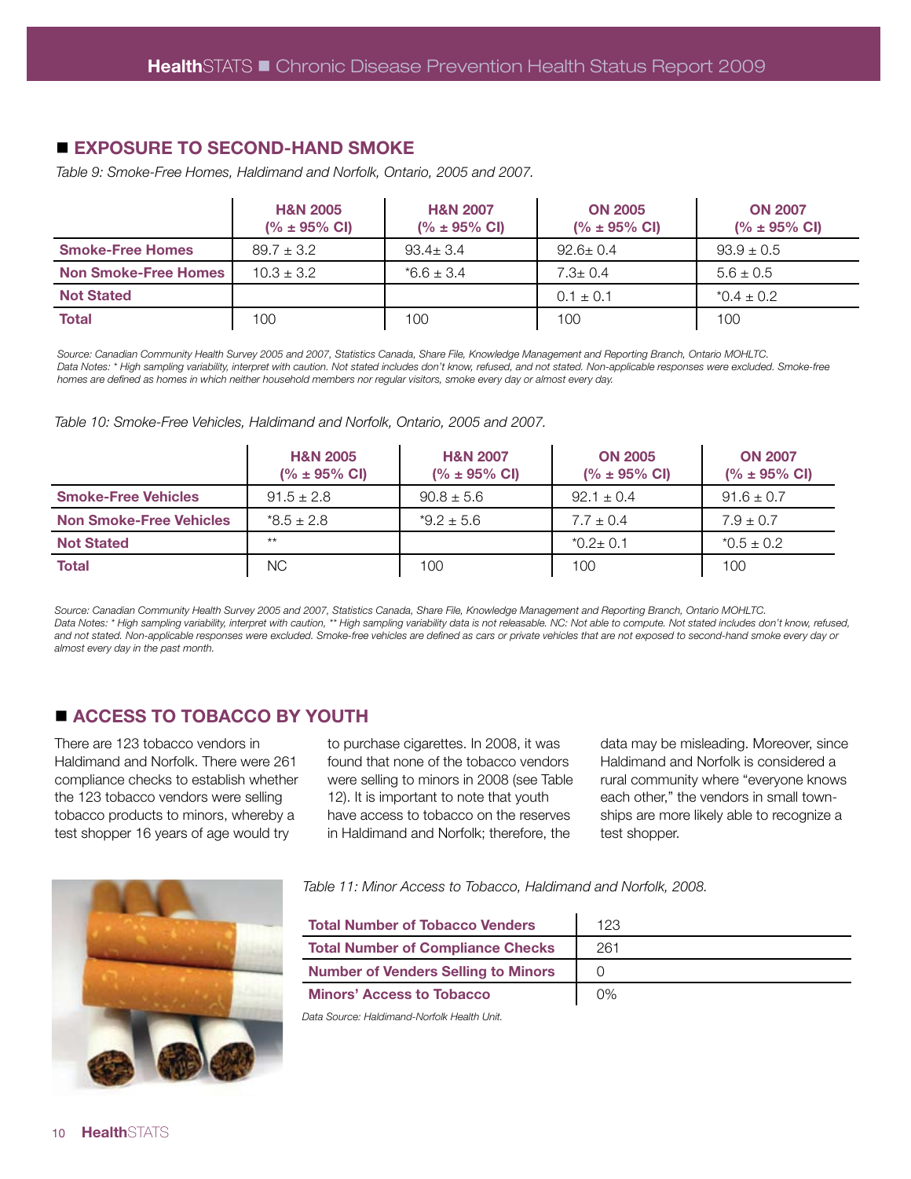## ■ EXPOSURE TO SECOND-HAND SMOKE

*Table 9: Smoke-Free Homes, Haldimand and Norfolk, Ontario, 2005 and 2007.*

| | H&N 2005 (% ± 95% CI) | H&N 2007 (% ± 95% CI) | ON 2005 (% ± 95% CI) | ON 2007 (% ± 95% CI) |
|---|---|---|---|---|
| **Smoke-Free Homes** | 89.7 ± 3.2 | 93.4± 3.4 | 92.6± 0.4 | 93.9 ± 0.5 |
| **Non Smoke-Free Homes** | 10.3 ± 3.2 | *6.6 ± 3.4 | 7.3± 0.4 | 5.6 ± 0.5 |
| **Not Stated** | | | 0.1 ± 0.1 | *0.4 ± 0.2 |
| **Total** | 100 | 100 | 100 | 100 |

*Source: Canadian Community Health Survey 2005 and 2007, Statistics Canada, Share File, Knowledge Management and Reporting Branch, Ontario MOHLTC.*
*Data Notes: * High sampling variability, interpret with caution. Not stated includes don't know, refused, and not stated. Non-applicable responses were excluded. Smoke-free homes are defined as homes in which neither household members nor regular visitors, smoke every day or almost every day.*

*Table 10: Smoke-Free Vehicles, Haldimand and Norfolk, Ontario, 2005 and 2007.*

| | H&N 2005 (% ± 95% CI) | H&N 2007 (% ± 95% CI) | ON 2005 (% ± 95% CI) | ON 2007 (% ± 95% CI) |
|---|---|---|---|---|
| **Smoke-Free Vehicles** | 91.5 ± 2.8 | 90.8 ± 5.6 | 92.1 ± 0.4 | 91.6 ± 0.7 |
| **Non Smoke-Free Vehicles** | *8.5 ± 2.8 | *9.2 ± 5.6 | 7.7 ± 0.4 | 7.9 ± 0.7 |
| **Not Stated** | ** | | *0.2± 0.1 | *0.5 ± 0.2 |
| **Total** | NC | 100 | 100 | 100 |

*Source: Canadian Community Health Survey 2005 and 2007, Statistics Canada, Share File, Knowledge Management and Reporting Branch, Ontario MOHLTC.*
*Data Notes: * High sampling variability, interpret with caution, ** High sampling variability data is not releasable. NC: Not able to compute. Not stated includes don't know, refused, and not stated. Non-applicable responses were excluded. Smoke-free vehicles are defined as cars or private vehicles that are not exposed to second-hand smoke every day or almost every day in the past month.*

## ■ ACCESS TO TOBACCO BY YOUTH

There are 123 tobacco vendors in Haldimand and Norfolk. There were 261 compliance checks to establish whether the 123 tobacco vendors were selling tobacco products to minors, whereby a test shopper 16 years of age would try to purchase cigarettes. In 2008, it was found that none of the tobacco vendors were selling to minors in 2008 (see Table 12). It is important to note that youth have access to tobacco on the reserves in Haldimand and Norfolk; therefore, the data may be misleading. Moreover, since Haldimand and Norfolk is considered a rural community where "everyone knows each other," the vendors in small townships are more likely able to recognize a test shopper.

*Table 11: Minor Access to Tobacco, Haldimand and Norfolk, 2008.*

| | |
|---|---|
| **Total Number of Tobacco Venders** | 123 |
| **Total Number of Compliance Checks** | 261 |
| **Number of Venders Selling to Minors** | 0 |
| **Minors' Access to Tobacco** | 0% |

*Data Source: Haldimand-Norfolk Health Unit.*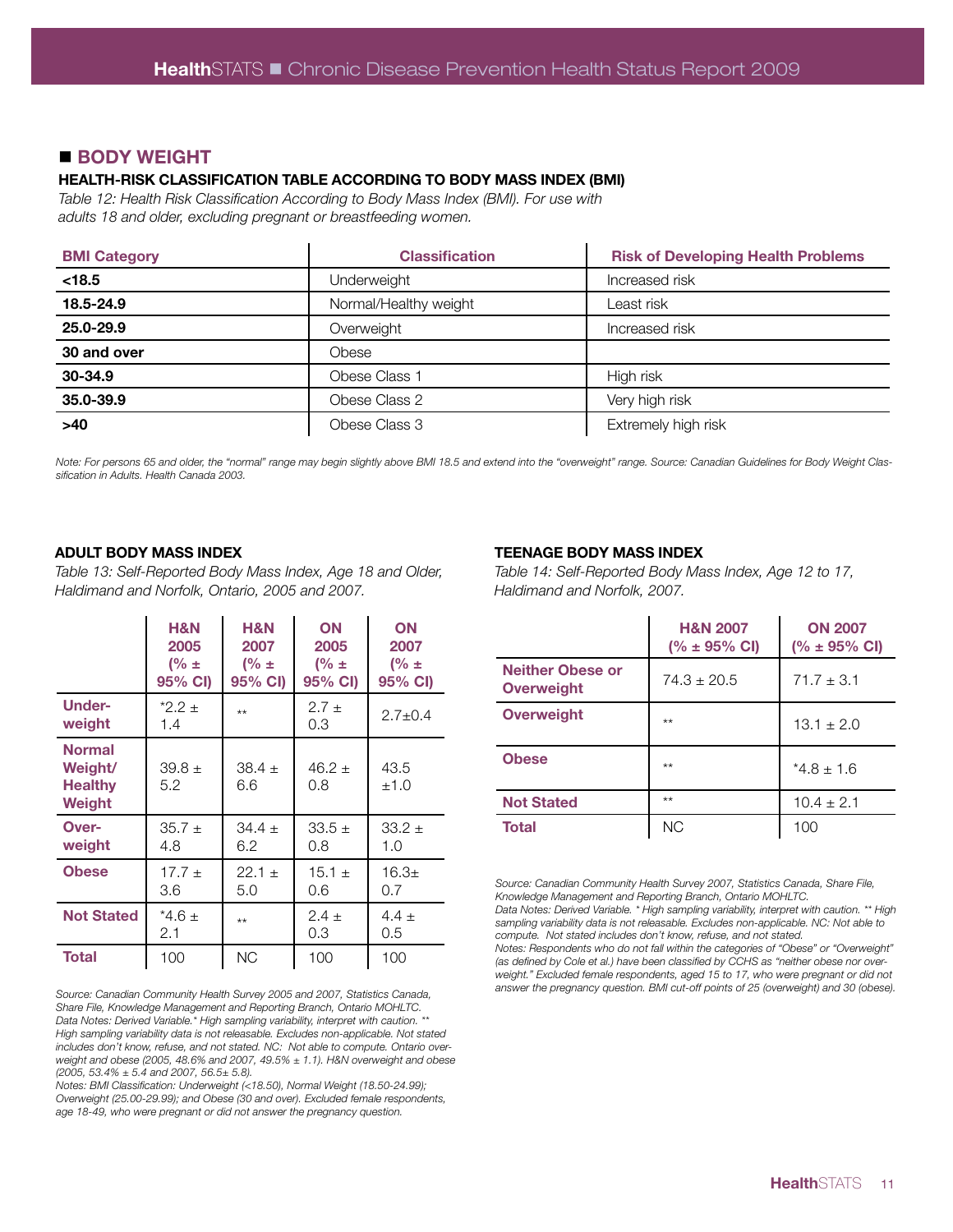## BODY WEIGHT

### HEALTH-RISK CLASSIFICATION TABLE ACCORDING TO BODY MASS INDEX (BMI)

*Table 12: Health Risk Classification According to Body Mass Index (BMI). For use with adults 18 and older, excluding pregnant or breastfeeding women.*

| BMI Category | Classification | Risk of Developing Health Problems |
|---|---|---|
| **<18.5** | Underweight | Increased risk |
| **18.5-24.9** | Normal/Healthy weight | Least risk |
| **25.0-29.9** | Overweight | Increased risk |
| **30 and over** | Obese | |
| **30-34.9** | Obese Class 1 | High risk |
| **35.0-39.9** | Obese Class 2 | Very high risk |
| **>40** | Obese Class 3 | Extremely high risk |

*Note: For persons 65 and older, the "normal" range may begin slightly above BMI 18.5 and extend into the "overweight" range. Source: Canadian Guidelines for Body Weight Classification in Adults. Health Canada 2003.*

### ADULT BODY MASS INDEX

*Table 13: Self-Reported Body Mass Index, Age 18 and Older, Haldimand and Norfolk, Ontario, 2005 and 2007.*

| | H&N 2005 (% ± 95% CI) | H&N 2007 (% ± 95% CI) | ON 2005 (% ± 95% CI) | ON 2007 (% ± 95% CI) |
|---|---|---|---|---|
| **Underweight** | *2.2 ± 1.4 | ** | 2.7 ± 0.3 | 2.7±0.4 |
| **Normal Weight/ Healthy Weight** | 39.8 ± 5.2 | 38.4 ± 6.6 | 46.2 ± 0.8 | 43.5 ±1.0 |
| **Overweight** | 35.7 ± 4.8 | 34.4 ± 6.2 | 33.5 ± 0.8 | 33.2 ± 1.0 |
| **Obese** | 17.7 ± 3.6 | 22.1 ± 5.0 | 15.1 ± 0.6 | 16.3± 0.7 |
| **Not Stated** | *4.6 ± 2.1 | ** | 2.4 ± 0.3 | 4.4 ± 0.5 |
| **Total** | 100 | NC | 100 | 100 |

*Source: Canadian Community Health Survey 2005 and 2007, Statistics Canada, Share File, Knowledge Management and Reporting Branch, Ontario MOHLTC.*
*Data Notes: Derived Variable.* High sampling variability, interpret with caution. ** High sampling variability data is not releasable. Excludes non-applicable. Not stated includes don't know, refuse, and not stated. NC: Not able to compute. Ontario overweight and obese (2005, 48.6% and 2007, 49.5% ± 1.1). H&N overweight and obese (2005, 53.4% ± 5.4 and 2007, 56.5± 5.8).*
*Notes: BMI Classification: Underweight (<18.50), Normal Weight (18.50-24.99); Overweight (25.00-29.99); and Obese (30 and over). Excluded female respondents, age 18-49, who were pregnant or did not answer the pregnancy question.*

### TEENAGE BODY MASS INDEX

*Table 14: Self-Reported Body Mass Index, Age 12 to 17, Haldimand and Norfolk, 2007.*

| | H&N 2007 (% ± 95% CI) | ON 2007 (% ± 95% CI) |
|---|---|---|
| **Neither Obese or Overweight** | 74.3 ± 20.5 | 71.7 ± 3.1 |
| **Overweight** | ** | 13.1 ± 2.0 |
| **Obese** | ** | *4.8 ± 1.6 |
| **Not Stated** | ** | 10.4 ± 2.1 |
| **Total** | NC | 100 |

*Source: Canadian Community Health Survey 2007, Statistics Canada, Share File, Knowledge Management and Reporting Branch, Ontario MOHLTC.*
*Data Notes: Derived Variable. * High sampling variability, interpret with caution. ** High sampling variability data is not releasable. Excludes non-applicable. NC: Not able to compute. Not stated includes don't know, refuse, and not stated.*
*Notes: Respondents who do not fall within the categories of "Obese" or "Overweight" (as defined by Cole et al.) have been classified by CCHS as "neither obese nor overweight." Excluded female respondents, aged 15 to 17, who were pregnant or did not answer the pregnancy question. BMI cut-off points of 25 (overweight) and 30 (obese).*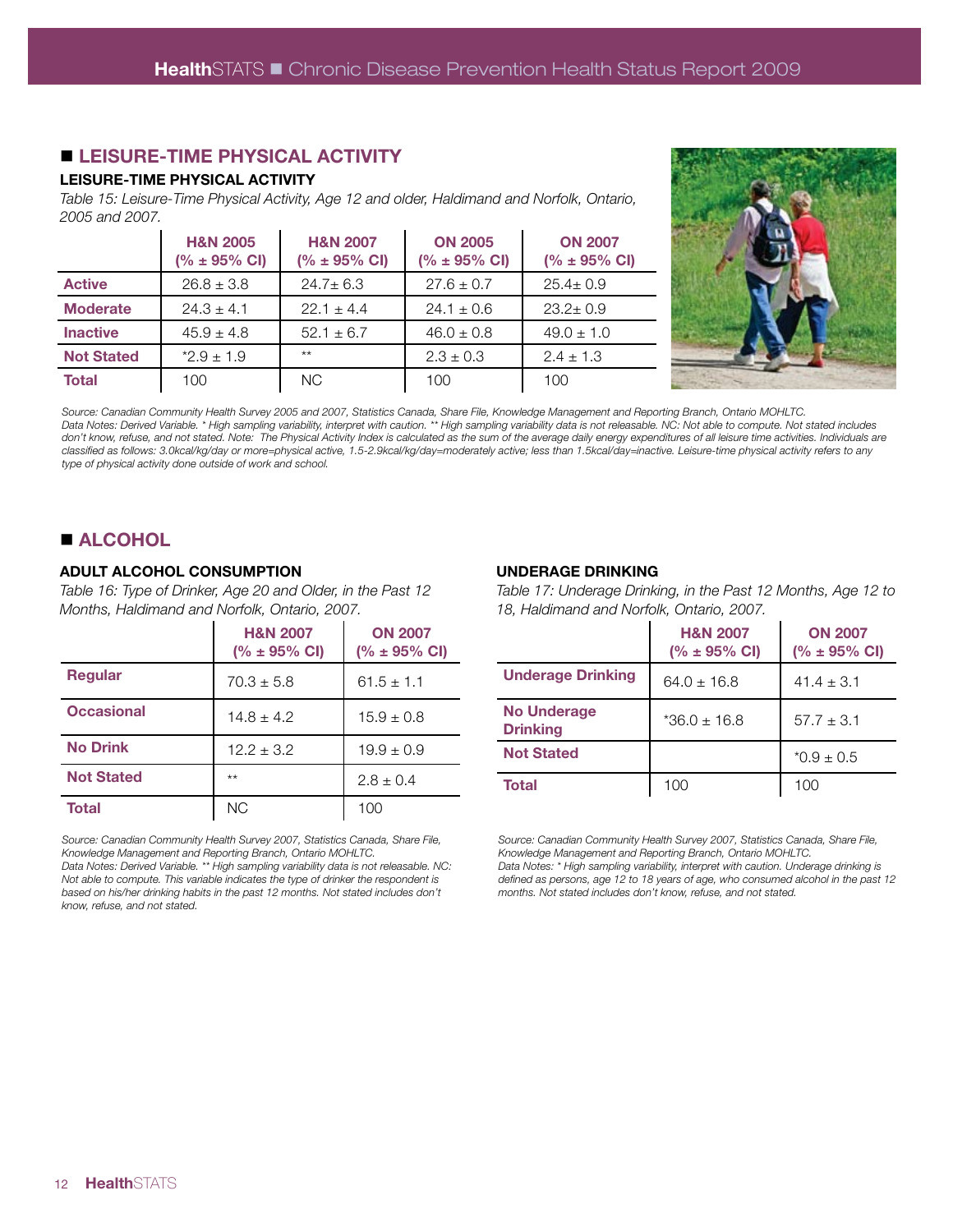## ■ LEISURE-TIME PHYSICAL ACTIVITY

### LEISURE-TIME PHYSICAL ACTIVITY

*Table 15: Leisure-Time Physical Activity, Age 12 and older, Haldimand and Norfolk, Ontario, 2005 and 2007.*

| | H&N 2005 (% ± 95% CI) | H&N 2007 (% ± 95% CI) | ON 2005 (% ± 95% CI) | ON 2007 (% ± 95% CI) |
|---|---|---|---|---|
| **Active** | 26.8 ± 3.8 | 24.7± 6.3 | 27.6 ± 0.7 | 25.4± 0.9 |
| **Moderate** | 24.3 ± 4.1 | 22.1 ± 4.4 | 24.1 ± 0.6 | 23.2± 0.9 |
| **Inactive** | 45.9 ± 4.8 | 52.1 ± 6.7 | 46.0 ± 0.8 | 49.0 ± 1.0 |
| **Not Stated** | *2.9 ± 1.9 | ** | 2.3 ± 0.3 | 2.4 ± 1.3 |
| **Total** | 100 | NC | 100 | 100 |

*Source: Canadian Community Health Survey 2005 and 2007, Statistics Canada, Share File, Knowledge Management and Reporting Branch, Ontario MOHLTC.*
*Data Notes: Derived Variable. * High sampling variability, interpret with caution. ** High sampling variability data is not releasable. NC: Not able to compute. Not stated includes don't know, refuse, and not stated. Note: The Physical Activity Index is calculated as the sum of the average daily energy expenditures of all leisure time activities. Individuals are classified as follows: 3.0kcal/kg/day or more=physical active, 1.5-2.9kcal/kg/day=moderately active; less than 1.5kcal/day=inactive. Leisure-time physical activity refers to any type of physical activity done outside of work and school.*

## ■ ALCOHOL

### ADULT ALCOHOL CONSUMPTION

*Table 16: Type of Drinker, Age 20 and Older, in the Past 12 Months, Haldimand and Norfolk, Ontario, 2007.*

| | H&N 2007 (% ± 95% CI) | ON 2007 (% ± 95% CI) |
|---|---|---|
| **Regular** | 70.3 ± 5.8 | 61.5 ± 1.1 |
| **Occasional** | 14.8 ± 4.2 | 15.9 ± 0.8 |
| **No Drink** | 12.2 ± 3.2 | 19.9 ± 0.9 |
| **Not Stated** | ** | 2.8 ± 0.4 |
| **Total** | NC | 100 |

*Source: Canadian Community Health Survey 2007, Statistics Canada, Share File, Knowledge Management and Reporting Branch, Ontario MOHLTC.*
*Data Notes: Derived Variable. ** High sampling variability data is not releasable. NC: Not able to compute. This variable indicates the type of drinker the respondent is based on his/her drinking habits in the past 12 months. Not stated includes don't know, refuse, and not stated.*

### UNDERAGE DRINKING

*Table 17: Underage Drinking, in the Past 12 Months, Age 12 to 18, Haldimand and Norfolk, Ontario, 2007.*

| | H&N 2007 (% ± 95% CI) | ON 2007 (% ± 95% CI) |
|---|---|---|
| **Underage Drinking** | 64.0 ± 16.8 | 41.4 ± 3.1 |
| **No Underage Drinking** | *36.0 ± 16.8 | 57.7 ± 3.1 |
| **Not Stated** | | *0.9 ± 0.5 |
| **Total** | 100 | 100 |

*Source: Canadian Community Health Survey 2007, Statistics Canada, Share File, Knowledge Management and Reporting Branch, Ontario MOHLTC.*
*Data Notes: * High sampling variability, interpret with caution. Underage drinking is defined as persons, age 12 to 18 years of age, who consumed alcohol in the past 12 months. Not stated includes don't know, refuse, and not stated.*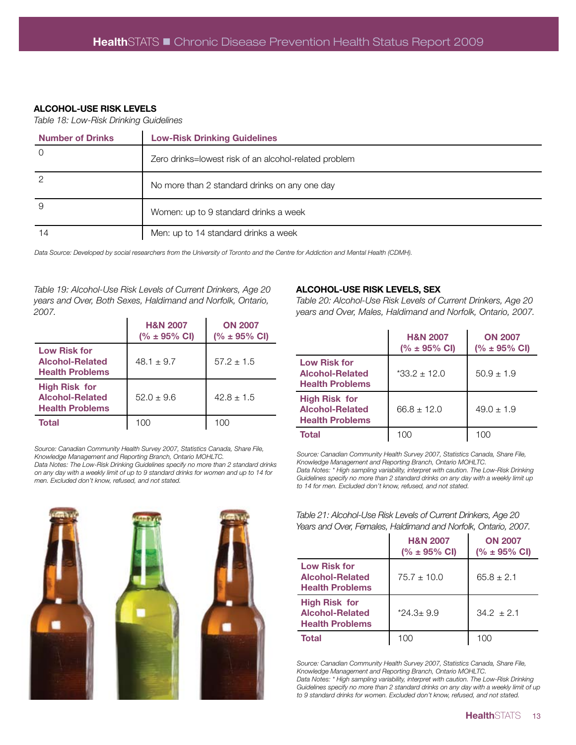## ALCOHOL-USE RISK LEVELS

*Table 18: Low-Risk Drinking Guidelines*

| Number of Drinks | Low-Risk Drinking Guidelines |
|---|---|
| 0 | Zero drinks=lowest risk of an alcohol-related problem |
| 2 | No more than 2 standard drinks on any one day |
| 9 | Women: up to 9 standard drinks a week |
| 14 | Men: up to 14 standard drinks a week |

*Data Source: Developed by social researchers from the University of Toronto and the Centre for Addiction and Mental Health (CDMH).*

*Table 19: Alcohol-Use Risk Levels of Current Drinkers, Age 20 years and Over, Both Sexes, Haldimand and Norfolk, Ontario, 2007.*

| | H&N 2007 (% ± 95% CI) | ON 2007 (% ± 95% CI) |
|---|---|---|
| **Low Risk for Alcohol-Related Health Problems** | 48.1 ± 9.7 | 57.2 ± 1.5 |
| **High Risk for Alcohol-Related Health Problems** | 52.0 ± 9.6 | 42.8 ± 1.5 |
| **Total** | 100 | 100 |

*Source: Canadian Community Health Survey 2007, Statistics Canada, Share File, Knowledge Management and Reporting Branch, Ontario MOHLTC.*
*Data Notes: The Low-Risk Drinking Guidelines specify no more than 2 standard drinks on any day with a weekly limit of up to 9 standard drinks for women and up to 14 for men. Excluded don't know, refused, and not stated.*

## ALCOHOL-USE RISK LEVELS, SEX

*Table 20: Alcohol-Use Risk Levels of Current Drinkers, Age 20 years and Over, Males, Haldimand and Norfolk, Ontario, 2007.*

| | H&N 2007 (% ± 95% CI) | ON 2007 (% ± 95% CI) |
|---|---|---|
| **Low Risk for Alcohol-Related Health Problems** | *33.2 ± 12.0 | 50.9 ± 1.9 |
| **High Risk for Alcohol-Related Health Problems** | 66.8 ± 12.0 | 49.0 ± 1.9 |
| **Total** | 100 | 100 |

*Source: Canadian Community Health Survey 2007, Statistics Canada, Share File, Knowledge Management and Reporting Branch, Ontario MOHLTC.*
*Data Notes: * High sampling variability, interpret with caution. The Low-Risk Drinking Guidelines specify no more than 2 standard drinks on any day with a weekly limit up to 14 for men. Excluded don't know, refused, and not stated.*

*Table 21: Alcohol-Use Risk Levels of Current Drinkers, Age 20 Years and Over, Females, Haldimand and Norfolk, Ontario, 2007.*

| | H&N 2007 (% ± 95% CI) | ON 2007 (% ± 95% CI) |
|---|---|---|
| **Low Risk for Alcohol-Related Health Problems** | 75.7 ± 10.0 | 65.8 ± 2.1 |
| **High Risk for Alcohol-Related Health Problems** | *24.3± 9.9 | 34.2 ± 2.1 |
| **Total** | 100 | 100 |

*Source: Canadian Community Health Survey 2007, Statistics Canada, Share File, Knowledge Management and Reporting Branch, Ontario MOHLTC.*
*Data Notes: * High sampling variability, interpret with caution. The Low-Risk Drinking Guidelines specify no more than 2 standard drinks on any day with a weekly limit of up to 9 standard drinks for women. Excluded don't know, refused, and not stated.*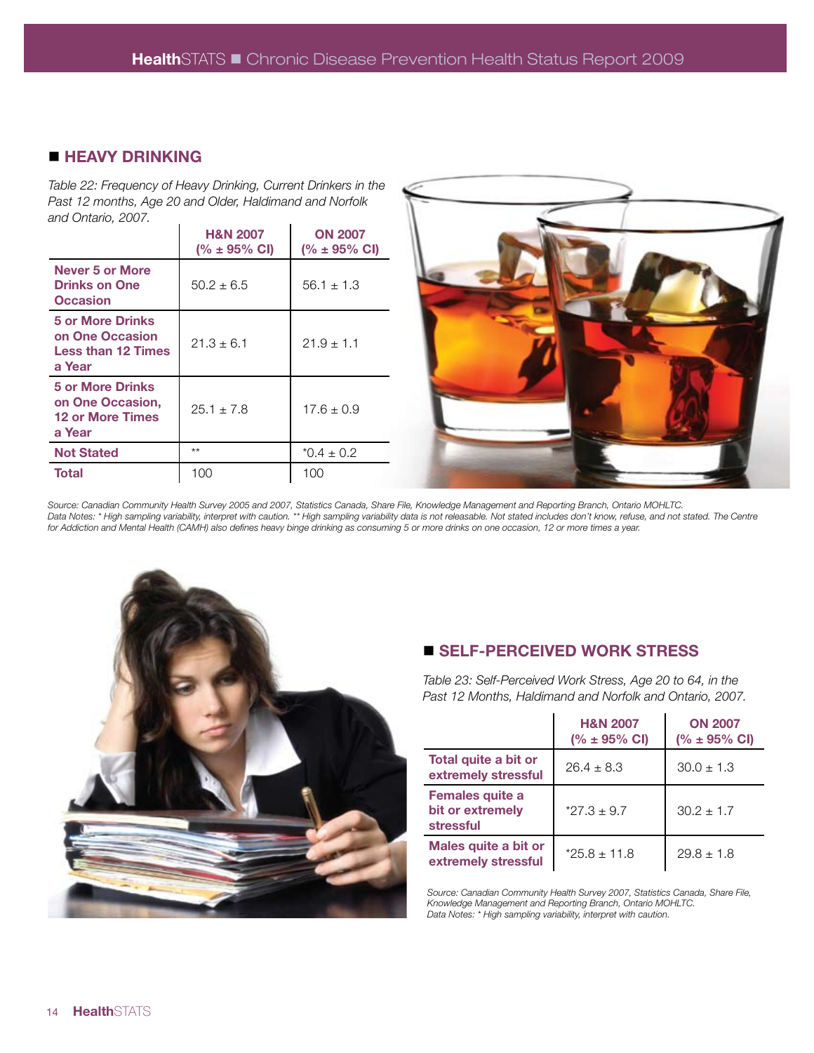## ■ HEAVY DRINKING

*Table 22: Frequency of Heavy Drinking, Current Drinkers in the Past 12 months, Age 20 and Older, Haldimand and Norfolk and Ontario, 2007.*

| | H&N 2007 (% ± 95% CI) | ON 2007 (% ± 95% CI) |
|---|---|---|
| **Never 5 or More Drinks on One Occasion** | 50.2 ± 6.5 | 56.1 ± 1.3 |
| **5 or More Drinks on One Occasion Less than 12 Times a Year** | 21.3 ± 6.1 | 21.9 ± 1.1 |
| **5 or More Drinks on One Occasion, 12 or More Times a Year** | 25.1 ± 7.8 | 17.6 ± 0.9 |
| **Not Stated** | ** | *0.4 ± 0.2 |
| **Total** | 100 | 100 |

*Source: Canadian Community Health Survey 2005 and 2007, Statistics Canada, Share File, Knowledge Management and Reporting Branch, Ontario MOHLTC.*
*Data Notes: * High sampling variability, interpret with caution. ** High sampling variability data is not releasable. Not stated includes don't know, refuse, and not stated. The Centre for Addiction and Mental Health (CAMH) also defines heavy binge drinking as consuming 5 or more drinks on one occasion, 12 or more times a year.*

## ■ SELF-PERCEIVED WORK STRESS

*Table 23: Self-Perceived Work Stress, Age 20 to 64, in the Past 12 Months, Haldimand and Norfolk and Ontario, 2007.*

| | H&N 2007 (% ± 95% CI) | ON 2007 (% ± 95% CI) |
|---|---|---|
| **Total quite a bit or extremely stressful** | 26.4 ± 8.3 | 30.0 ± 1.3 |
| **Females quite a bit or extremely stressful** | *27.3 ± 9.7 | 30.2 ± 1.7 |
| **Males quite a bit or extremely stressful** | *25.8 ± 11.8 | 29.8 ± 1.8 |

*Source: Canadian Community Health Survey 2007, Statistics Canada, Share File, Knowledge Management and Reporting Branch, Ontario MOHLTC.*
*Data Notes: * High sampling variability, interpret with caution.*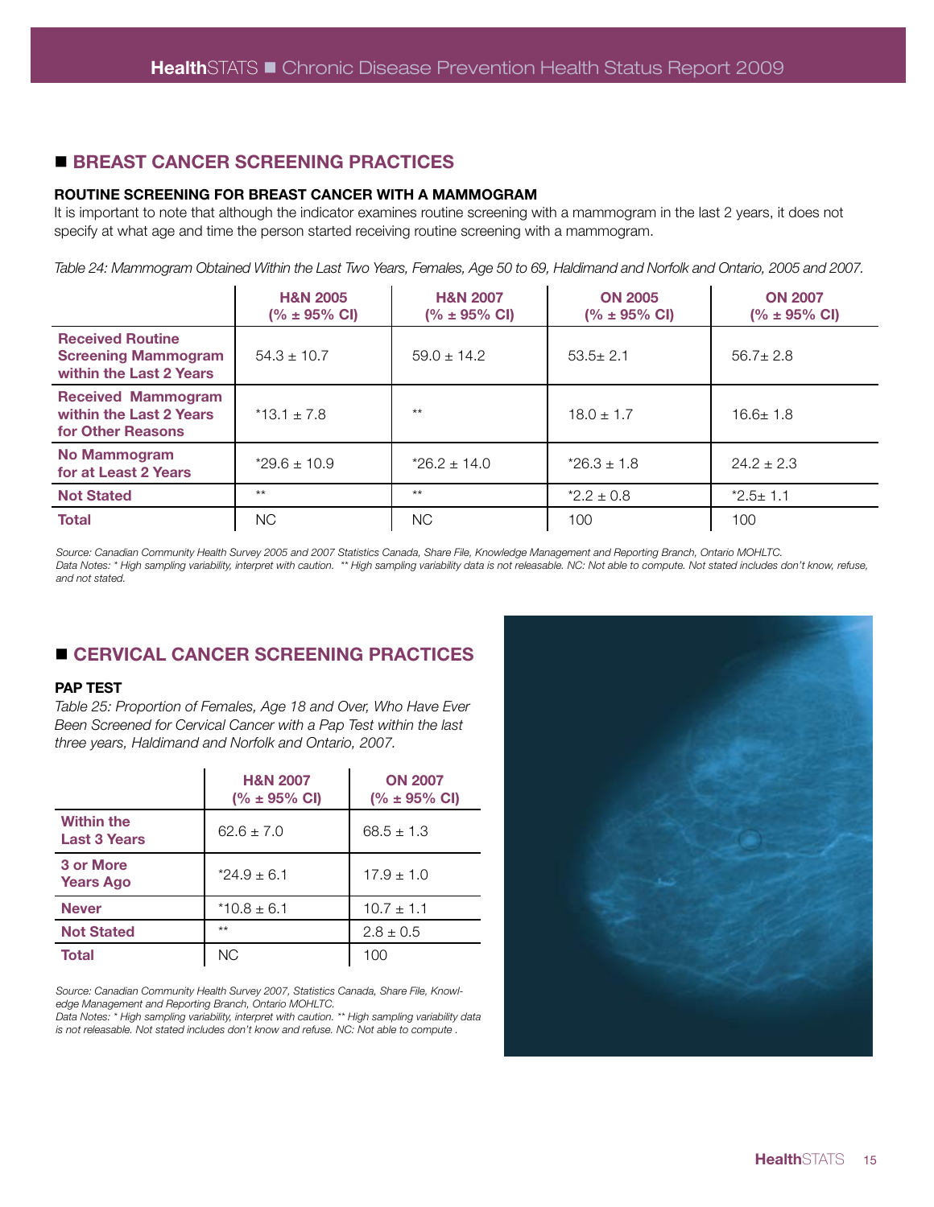## ■ BREAST CANCER SCREENING PRACTICES

### ROUTINE SCREENING FOR BREAST CANCER WITH A MAMMOGRAM

It is important to note that although the indicator examines routine screening with a mammogram in the last 2 years, it does not specify at what age and time the person started receiving routine screening with a mammogram.

*Table 24: Mammogram Obtained Within the Last Two Years, Females, Age 50 to 69, Haldimand and Norfolk and Ontario, 2005 and 2007.*

| | H&N 2005 (% ± 95% CI) | H&N 2007 (% ± 95% CI) | ON 2005 (% ± 95% CI) | ON 2007 (% ± 95% CI) |
|---|---|---|---|---|
| **Received Routine Screening Mammogram within the Last 2 Years** | 54.3 ± 10.7 | 59.0 ± 14.2 | 53.5± 2.1 | 56.7± 2.8 |
| **Received Mammogram within the Last 2 Years for Other Reasons** | *13.1 ± 7.8 | ** | 18.0 ± 1.7 | 16.6± 1.8 |
| **No Mammogram for at Least 2 Years** | *29.6 ± 10.9 | *26.2 ± 14.0 | *26.3 ± 1.8 | 24.2 ± 2.3 |
| **Not Stated** | ** | ** | *2.2 ± 0.8 | *2.5± 1.1 |
| **Total** | NC | NC | 100 | 100 |

*Source: Canadian Community Health Survey 2005 and 2007 Statistics Canada, Share File, Knowledge Management and Reporting Branch, Ontario MOHLTC.*
*Data Notes: * High sampling variability, interpret with caution. ** High sampling variability data is not releasable. NC: Not able to compute. Not stated includes don't know, refuse, and not stated.*

## ■ CERVICAL CANCER SCREENING PRACTICES

### PAP TEST

*Table 25: Proportion of Females, Age 18 and Over, Who Have Ever Been Screened for Cervical Cancer with a Pap Test within the last three years, Haldimand and Norfolk and Ontario, 2007.*

| | H&N 2007 (% ± 95% CI) | ON 2007 (% ± 95% CI) |
|---|---|---|
| **Within the Last 3 Years** | 62.6 ± 7.0 | 68.5 ± 1.3 |
| **3 or More Years Ago** | *24.9 ± 6.1 | 17.9 ± 1.0 |
| **Never** | *10.8 ± 6.1 | 10.7 ± 1.1 |
| **Not Stated** | ** | 2.8 ± 0.5 |
| **Total** | NC | 100 |

*Source: Canadian Community Health Survey 2007, Statistics Canada, Share File, Knowledge Management and Reporting Branch, Ontario MOHLTC.*
*Data Notes: * High sampling variability, interpret with caution. ** High sampling variability data is not releasable. Not stated includes don't know and refuse. NC: Not able to compute .*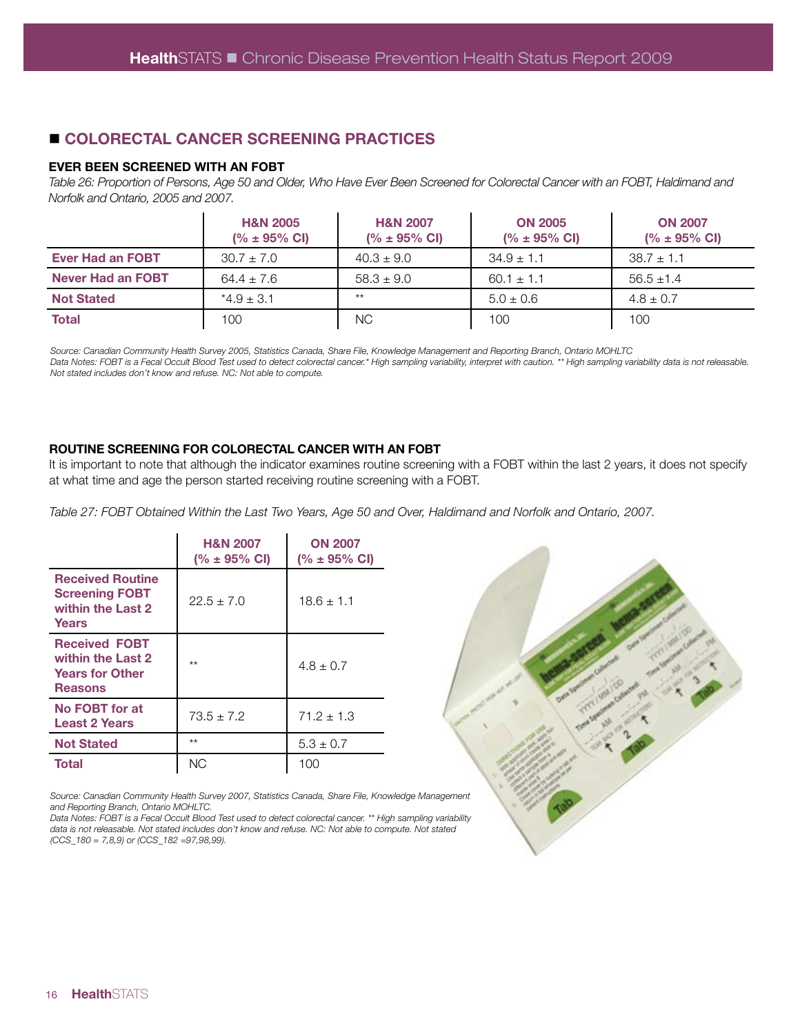## ■ COLORECTAL CANCER SCREENING PRACTICES

### EVER BEEN SCREENED WITH AN FOBT

*Table 26: Proportion of Persons, Age 50 and Older, Who Have Ever Been Screened for Colorectal Cancer with an FOBT, Haldimand and Norfolk and Ontario, 2005 and 2007.*

| | H&N 2005 (% ± 95% CI) | H&N 2007 (% ± 95% CI) | ON 2005 (% ± 95% CI) | ON 2007 (% ± 95% CI) |
|---|---|---|---|---|
| **Ever Had an FOBT** | 30.7 ± 7.0 | 40.3 ± 9.0 | 34.9 ± 1.1 | 38.7 ± 1.1 |
| **Never Had an FOBT** | 64.4 ± 7.6 | 58.3 ± 9.0 | 60.1 ± 1.1 | 56.5 ±1.4 |
| **Not Stated** | *4.9 ± 3.1 | ** | 5.0 ± 0.6 | 4.8 ± 0.7 |
| **Total** | 100 | NC | 100 | 100 |

*Source: Canadian Community Health Survey 2005, Statistics Canada, Share File, Knowledge Management and Reporting Branch, Ontario MOHLTC*
*Data Notes: FOBT is a Fecal Occult Blood Test used to detect colorectal cancer.* High sampling variability, interpret with caution. ** High sampling variability data is not releasable. Not stated includes don't know and refuse. NC: Not able to compute.*

### ROUTINE SCREENING FOR COLORECTAL CANCER WITH AN FOBT

It is important to note that although the indicator examines routine screening with a FOBT within the last 2 years, it does not specify at what time and age the person started receiving routine screening with a FOBT.

*Table 27: FOBT Obtained Within the Last Two Years, Age 50 and Over, Haldimand and Norfolk and Ontario, 2007.*

| | H&N 2007 (% ± 95% CI) | ON 2007 (% ± 95% CI) |
|---|---|---|
| **Received Routine Screening FOBT within the Last 2 Years** | 22.5 ± 7.0 | 18.6 ± 1.1 |
| **Received FOBT within the Last 2 Years for Other Reasons** | ** | 4.8 ± 0.7 |
| **No FOBT for at Least 2 Years** | 73.5 ± 7.2 | 71.2 ± 1.3 |
| **Not Stated** | ** | 5.3 ± 0.7 |
| **Total** | NC | 100 |

*Source: Canadian Community Health Survey 2007, Statistics Canada, Share File, Knowledge Management and Reporting Branch, Ontario MOHLTC.*
*Data Notes: FOBT is a Fecal Occult Blood Test used to detect colorectal cancer. ** High sampling variability data is not releasable. Not stated includes don't know and refuse. NC: Not able to compute. Not stated (CCS_180 = 7,8,9) or (CCS_182 =97,98,99).*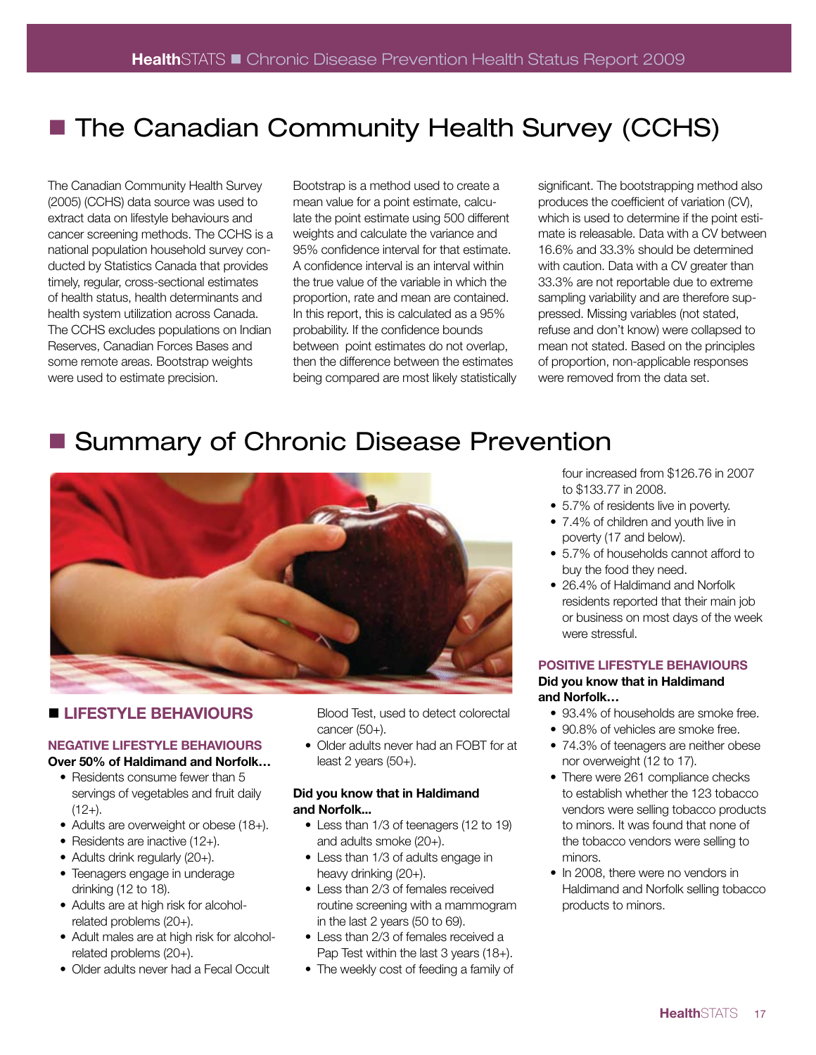# The Canadian Community Health Survey (CCHS)

The Canadian Community Health Survey (2005) (CCHS) data source was used to extract data on lifestyle behaviours and cancer screening methods. The CCHS is a national population household survey conducted by Statistics Canada that provides timely, regular, cross-sectional estimates of health status, health determinants and health system utilization across Canada. The CCHS excludes populations on Indian Reserves, Canadian Forces Bases and some remote areas. Bootstrap weights were used to estimate precision.

Bootstrap is a method used to create a mean value for a point estimate, calculate the point estimate using 500 different weights and calculate the variance and 95% confidence interval for that estimate. A confidence interval is an interval within the true value of the variable in which the proportion, rate and mean are contained. In this report, this is calculated as a 95% probability. If the confidence bounds between point estimates do not overlap, then the difference between the estimates being compared are most likely statistically significant. The bootstrapping method also produces the coefficient of variation (CV), which is used to determine if the point estimate is releasable. Data with a CV between 16.6% and 33.3% should be determined with caution. Data with a CV greater than 33.3% are not reportable due to extreme sampling variability and are therefore suppressed. Missing variables (not stated, refuse and don't know) were collapsed to mean not stated. Based on the principles of proportion, non-applicable responses were removed from the data set.

# Summary of Chronic Disease Prevention

## LIFESTYLE BEHAVIOURS

### NEGATIVE LIFESTYLE BEHAVIOURS

**Over 50% of Haldimand and Norfolk…**

- Residents consume fewer than 5 servings of vegetables and fruit daily (12+).
- Adults are overweight or obese (18+).
- Residents are inactive (12+).
- Adults drink regularly (20+).
- Teenagers engage in underage drinking (12 to 18).
- Adults are at high risk for alcohol-related problems (20+).
- Adult males are at high risk for alcohol-related problems (20+).
- Older adults never had a Fecal Occult Blood Test, used to detect colorectal cancer (50+).
- Older adults never had an FOBT for at least 2 years (50+).

**Did you know that in Haldimand and Norfolk...**

- Less than 1/3 of teenagers (12 to 19) and adults smoke (20+).
- Less than 1/3 of adults engage in heavy drinking (20+).
- Less than 2/3 of females received routine screening with a mammogram in the last 2 years (50 to 69).
- Less than 2/3 of females received a Pap Test within the last 3 years (18+).
- The weekly cost of feeding a family of four increased from $126.76 in 2007 to $133.77 in 2008.
- 5.7% of residents live in poverty.
- 7.4% of children and youth live in poverty (17 and below).
- 5.7% of households cannot afford to buy the food they need.
- 26.4% of Haldimand and Norfolk residents reported that their main job or business on most days of the week were stressful.

### POSITIVE LIFESTYLE BEHAVIOURS

**Did you know that in Haldimand and Norfolk…**

- 93.4% of households are smoke free.
- 90.8% of vehicles are smoke free.
- 74.3% of teenagers are neither obese nor overweight (12 to 17).
- There were 261 compliance checks to establish whether the 123 tobacco vendors were selling tobacco products to minors. It was found that none of the tobacco vendors were selling to minors.
- In 2008, there were no vendors in Haldimand and Norfolk selling tobacco products to minors.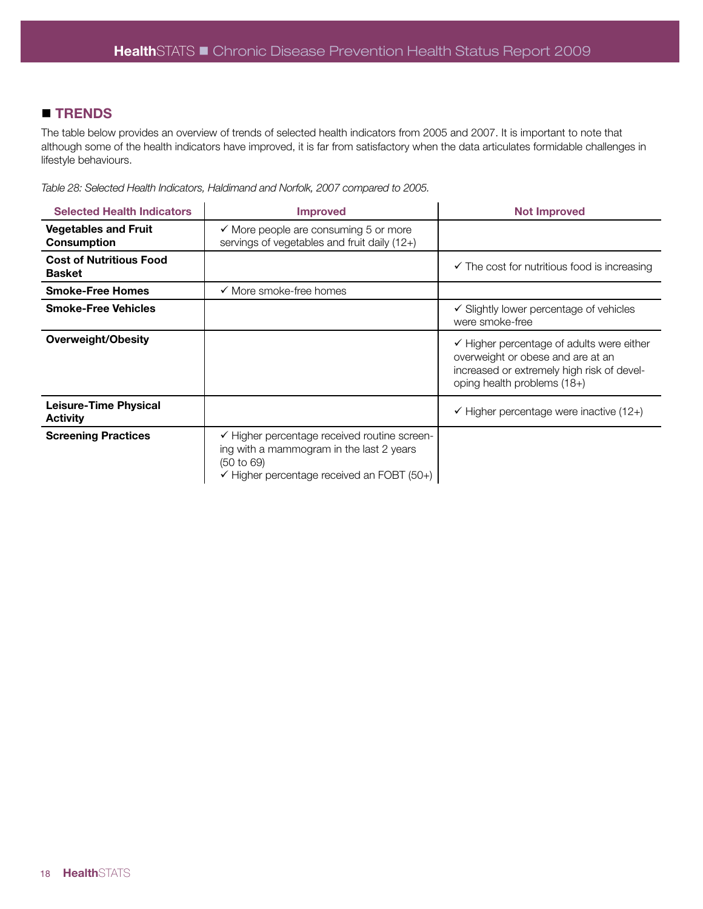## ■ TRENDS

The table below provides an overview of trends of selected health indicators from 2005 and 2007. It is important to note that although some of the health indicators have improved, it is far from satisfactory when the data articulates formidable challenges in lifestyle behaviours.

*Table 28: Selected Health Indicators, Haldimand and Norfolk, 2007 compared to 2005.*

| Selected Health Indicators | Improved | Not Improved |
|---|---|---|
| **Vegetables and Fruit Consumption** | ✓ More people are consuming 5 or more servings of vegetables and fruit daily (12+) | |
| **Cost of Nutritious Food Basket** | | ✓ The cost for nutritious food is increasing |
| **Smoke-Free Homes** | ✓ More smoke-free homes | |
| **Smoke-Free Vehicles** | | ✓ Slightly lower percentage of vehicles were smoke-free |
| **Overweight/Obesity** | | ✓ Higher percentage of adults were either overweight or obese and are at an increased or extremely high risk of developing health problems (18+) |
| **Leisure-Time Physical Activity** | | ✓ Higher percentage were inactive (12+) |
| **Screening Practices** | ✓ Higher percentage received routine screening with a mammogram in the last 2 years (50 to 69)<br>✓ Higher percentage received an FOBT (50+) | |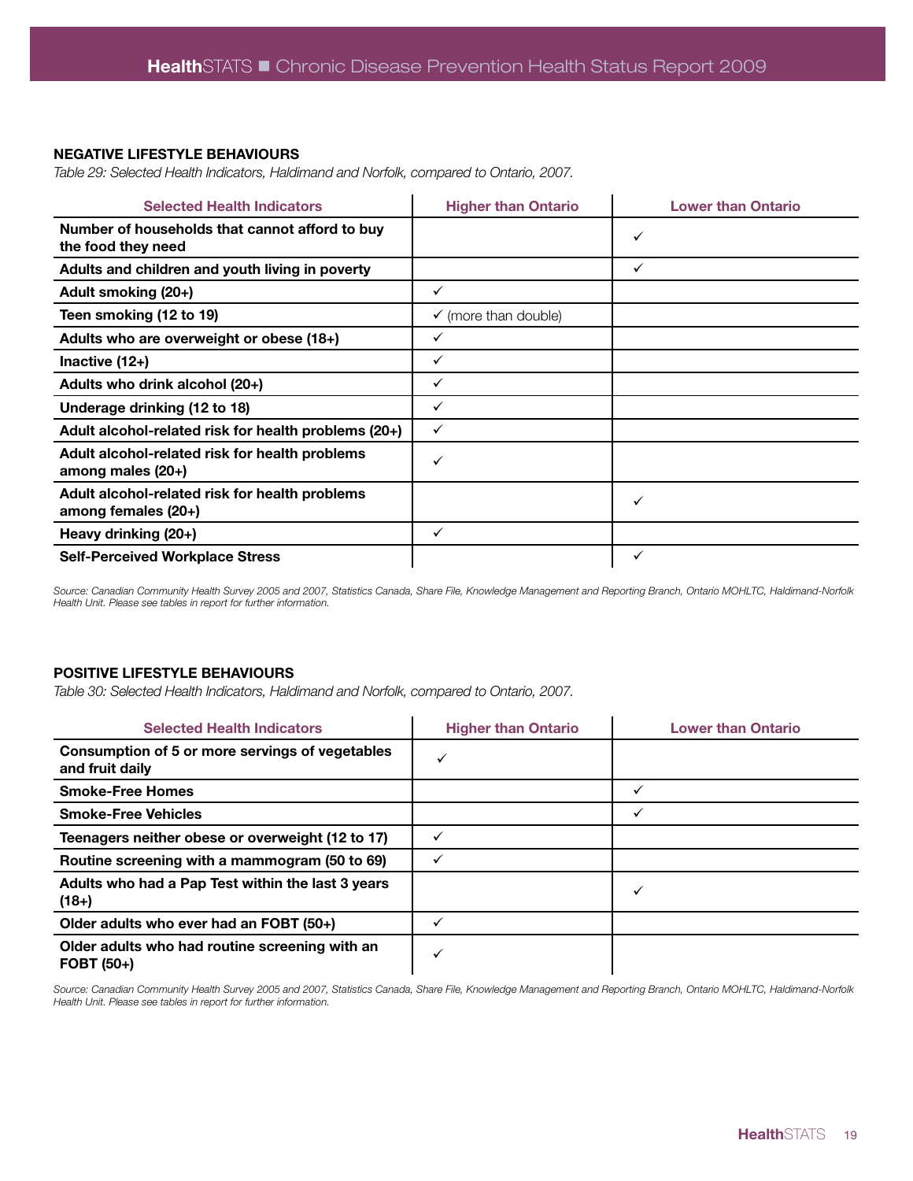## NEGATIVE LIFESTYLE BEHAVIOURS

*Table 29: Selected Health Indicators, Haldimand and Norfolk, compared to Ontario, 2007.*

| Selected Health Indicators | Higher than Ontario | Lower than Ontario |
|---|---|---|
| **Number of households that cannot afford to buy the food they need** | | ✓ |
| **Adults and children and youth living in poverty** | | ✓ |
| **Adult smoking (20+)** | ✓ | |
| **Teen smoking (12 to 19)** | ✓ (more than double) | |
| **Adults who are overweight or obese (18+)** | ✓ | |
| **Inactive (12+)** | ✓ | |
| **Adults who drink alcohol (20+)** | ✓ | |
| **Underage drinking (12 to 18)** | ✓ | |
| **Adult alcohol-related risk for health problems (20+)** | ✓ | |
| **Adult alcohol-related risk for health problems among males (20+)** | ✓ | |
| **Adult alcohol-related risk for health problems among females (20+)** | | ✓ |
| **Heavy drinking (20+)** | ✓ | |
| **Self-Perceived Workplace Stress** | | ✓ |

*Source: Canadian Community Health Survey 2005 and 2007, Statistics Canada, Share File, Knowledge Management and Reporting Branch, Ontario MOHLTC, Haldimand-Norfolk Health Unit. Please see tables in report for further information.*

## POSITIVE LIFESTYLE BEHAVIOURS

*Table 30: Selected Health Indicators, Haldimand and Norfolk, compared to Ontario, 2007.*

| Selected Health Indicators | Higher than Ontario | Lower than Ontario |
|---|---|---|
| **Consumption of 5 or more servings of vegetables and fruit daily** | ✓ | |
| **Smoke-Free Homes** | | ✓ |
| **Smoke-Free Vehicles** | | ✓ |
| **Teenagers neither obese or overweight (12 to 17)** | ✓ | |
| **Routine screening with a mammogram (50 to 69)** | ✓ | |
| **Adults who had a Pap Test within the last 3 years (18+)** | | ✓ |
| **Older adults who ever had an FOBT (50+)** | ✓ | |
| **Older adults who had routine screening with an FOBT (50+)** | ✓ | |

*Source: Canadian Community Health Survey 2005 and 2007, Statistics Canada, Share File, Knowledge Management and Reporting Branch, Ontario MOHLTC, Haldimand-Norfolk Health Unit. Please see tables in report for further information.*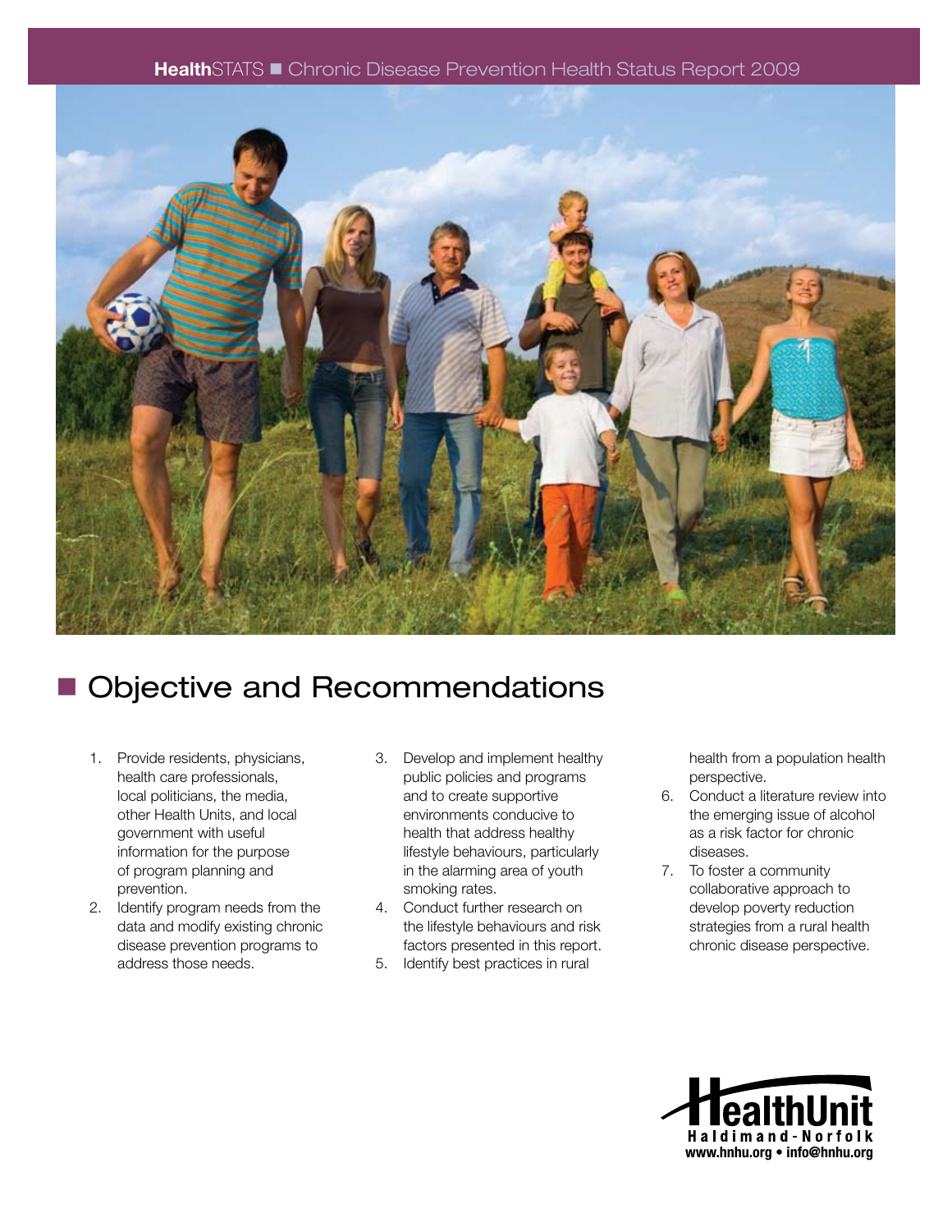## Objective and Recommendations

1. Provide residents, physicians, health care professionals, local politicians, the media, other Health Units, and local government with useful information for the purpose of program planning and prevention.
2. Identify program needs from the data and modify existing chronic disease prevention programs to address those needs.
3. Develop and implement healthy public policies and programs and to create supportive environments conducive to health that address healthy lifestyle behaviours, particularly in the alarming area of youth smoking rates.
4. Conduct further research on the lifestyle behaviours and risk factors presented in this report.
5. Identify best practices in rural health from a population health perspective.
6. Conduct a literature review into the emerging issue of alcohol as a risk factor for chronic diseases.
7. To foster a community collaborative approach to develop poverty reduction strategies from a rural health chronic disease perspective.

HealthUnit
Haldimand-Norfolk
www.hnhu.org • info@hnhu.org